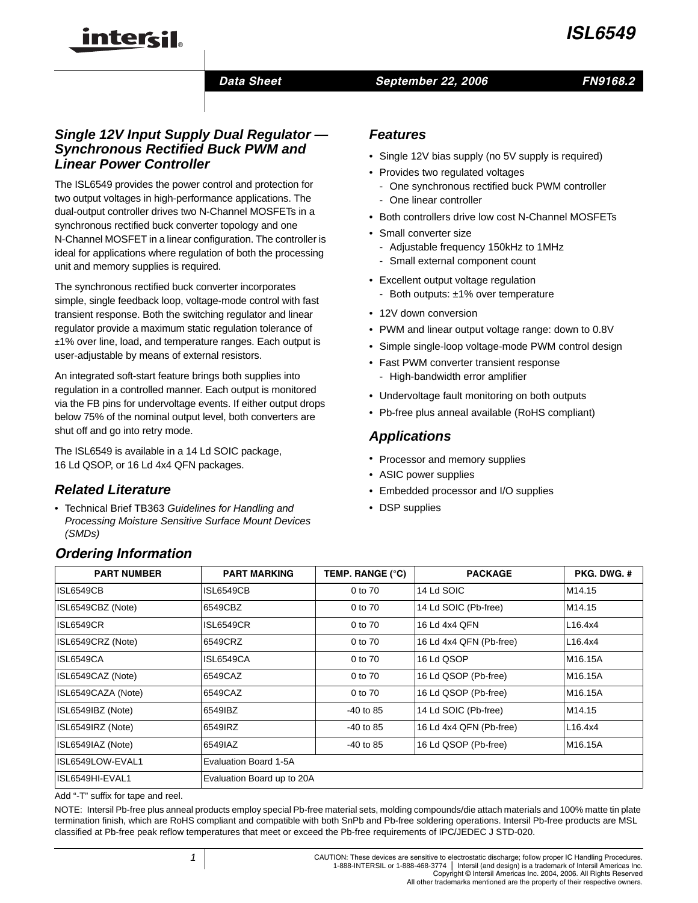# ISL6549

**Data Sheet** | **September 22, 2006** | **FN9168.2**

## Single 12V Input Supply Dual Regulator — Synchronous Rectified Buck PWM and Linear Power Controller

The ISL6549 provides the power control and protection for two output voltages in high-performance applications. The dual-output controller drives two N-Channel MOSFETs in a synchronous rectified buck converter topology and one N-Channel MOSFET in a linear configuration. The controller is ideal for applications where regulation of both the processing unit and memory supplies is required.

The synchronous rectified buck converter incorporates simple, single feedback loop, voltage-mode control with fast transient response. Both the switching regulator and linear regulator provide a maximum static regulation tolerance of ±1% over line, load, and temperature ranges. Each output is user-adjustable by means of external resistors.

An integrated soft-start feature brings both supplies into regulation in a controlled manner. Each output is monitored via the FB pins for undervoltage events. If either output drops below 75% of the nominal output level, both converters are shut off and go into retry mode.

The ISL6549 is available in a 14 Ld SOIC package, 16 Ld QSOP, or 16 Ld 4x4 QFN packages.

## Related Literature

- Technical Brief TB363 *Guidelines for Handling and Processing Moisture Sensitive Surface Mount Devices (SMDs)*

## Features

- Single 12V bias supply (no 5V supply is required)
- Provides two regulated voltages
  - One synchronous rectified buck PWM controller
  - One linear controller
- Both controllers drive low cost N-Channel MOSFETs
- Small converter size
  - Adjustable frequency 150kHz to 1MHz
  - Small external component count
- Excellent output voltage regulation
  - Both outputs: ±1% over temperature
- 12V down conversion
- PWM and linear output voltage range: down to 0.8V
- Simple single-loop voltage-mode PWM control design
- Fast PWM converter transient response
  - High-bandwidth error amplifier
- Undervoltage fault monitoring on both outputs
- Pb-free plus anneal available (RoHS compliant)

## Applications

- Processor and memory supplies
- ASIC power supplies
- Embedded processor and I/O supplies
- DSP supplies

## Ordering Information

| PART NUMBER | PART MARKING | TEMP. RANGE (°C) | PACKAGE | PKG. DWG. # |
|---|---|---|---|---|
| ISL6549CB | ISL6549CB | 0 to 70 | 14 Ld SOIC | M14.15 |
| ISL6549CBZ (Note) | 6549CBZ | 0 to 70 | 14 Ld SOIC (Pb-free) | M14.15 |
| ISL6549CR | ISL6549CR | 0 to 70 | 16 Ld 4x4 QFN | L16.4x4 |
| ISL6549CRZ (Note) | 6549CRZ | 0 to 70 | 16 Ld 4x4 QFN (Pb-free) | L16.4x4 |
| ISL6549CA | ISL6549CA | 0 to 70 | 16 Ld QSOP | M16.15A |
| ISL6549CAZ (Note) | 6549CAZ | 0 to 70 | 16 Ld QSOP (Pb-free) | M16.15A |
| ISL6549CAZA (Note) | 6549CAZ | 0 to 70 | 16 Ld QSOP (Pb-free) | M16.15A |
| ISL6549IBZ (Note) | 6549IBZ | -40 to 85 | 14 Ld SOIC (Pb-free) | M14.15 |
| ISL6549IRZ (Note) | 6549IRZ | -40 to 85 | 16 Ld 4x4 QFN (Pb-free) | L16.4x4 |
| ISL6549IAZ (Note) | 6549IAZ | -40 to 85 | 16 Ld QSOP (Pb-free) | M16.15A |
| ISL6549LOW-EVAL1 | Evaluation Board 1-5A | | | |
| ISL6549HI-EVAL1 | Evaluation Board up to 20A | | | |

Add "-T" suffix for tape and reel.

NOTE: Intersil Pb-free plus anneal products employ special Pb-free material sets, molding compounds/die attach materials and 100% matte tin plate termination finish, which are RoHS compliant and compatible with both SnPb and Pb-free soldering operations. Intersil Pb-free products are MSL classified at Pb-free peak reflow temperatures that meet or exceed the Pb-free requirements of IPC/JEDEC J STD-020.

CAUTION: These devices are sensitive to electrostatic discharge; follow proper IC Handling Procedures. 1-888-INTERSIL or 1-888-468-3774 | Intersil (and design) is a trademark of Intersil Americas Inc. Copyright © Intersil Americas Inc. 2004, 2006. All Rights Reserved. All other trademarks mentioned are the property of their respective owners.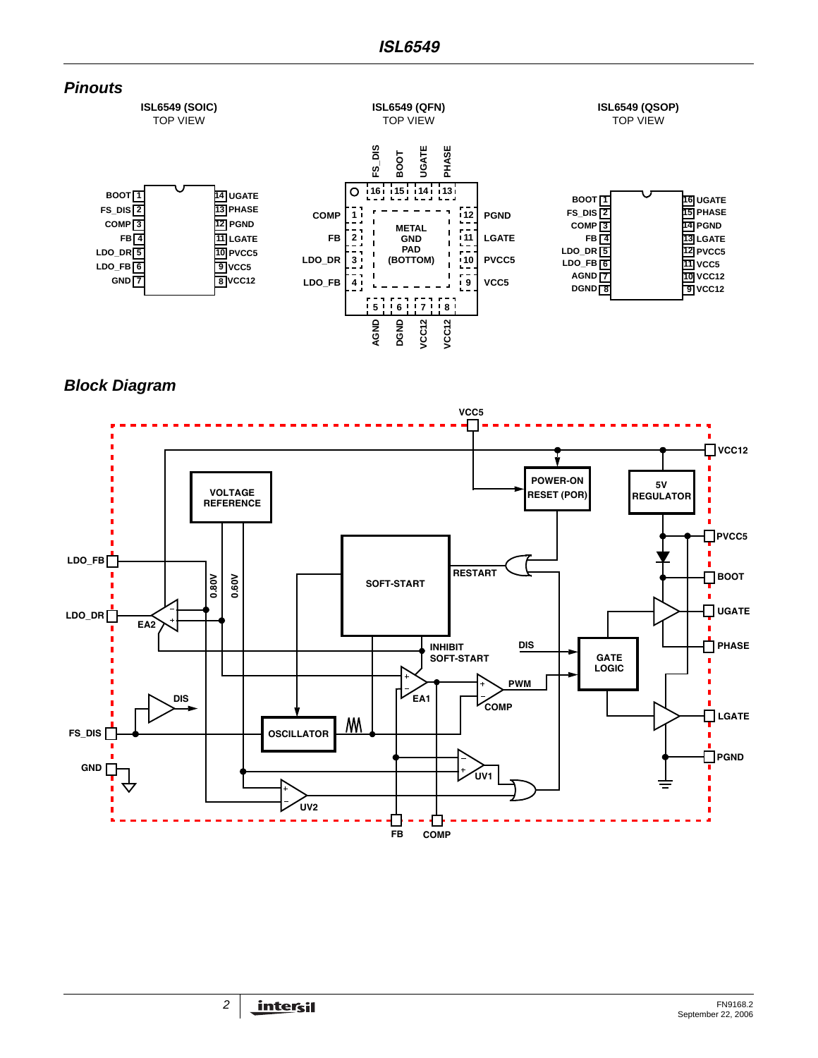## Pinouts

ISL6549 (SOIC)
TOP VIEW

1 BOOT
2 FS_DIS
3 COMP
4 FB
5 LDO_DR
6 LDO_FB
7 GND
14 UGATE
13 PHASE
12 PGND
11 LGATE
10 PVCC5
9 VCC5
8 VCC12

ISL6549 (QFN)
TOP VIEW

16 FS_DIS
15 BOOT
14 UGATE
13 PHASE
1 COMP
2 FB
3 LDO_DR
4 LDO_FB
12 PGND
11 LGATE
10 PVCC5
9 VCC5
5 AGND
6 DGND
7 VCC12
8 VCC12

METAL GND PAD (BOTTOM)

ISL6549 (QSOP)
TOP VIEW

1 BOOT
2 FS_DIS
3 COMP
4 FB
5 LDO_DR
6 LDO_FB
7 AGND
8 DGND
16 UGATE
15 PHASE
14 PGND
13 LGATE
12 PVCC5
11 VCC5
10 VCC12
9 VCC12

## Block Diagram

VCC5
VCC12
POWER-ON RESET (POR)
5V REGULATOR
VOLTAGE REFERENCE
0.80V
0.60V
PVCC5
LDO_FB
SOFT-START
RESTART
BOOT
UGATE
LDO_DR
EA2
PHASE
INHIBIT SOFT-START
DIS
GATE LOGIC
EA1
PWM
COMP
DIS
LGATE
FS_DIS
OSCILLATOR
GND
UV1
PGND
UV2
FB
COMP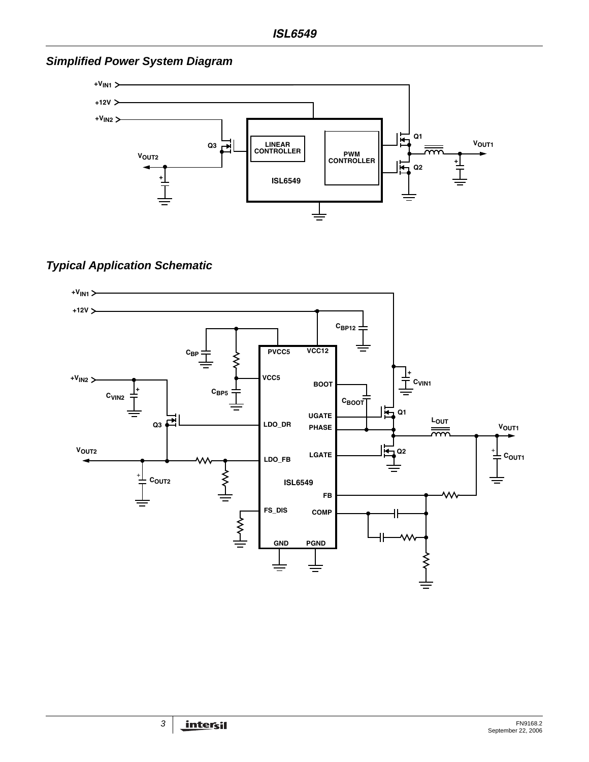## Simplified Power System Diagram

+$V_{IN1}$

+12V

+$V_{IN2}$

Q3

$V_{OUT2}$

LINEAR CONTROLLER

PWM CONTROLLER

ISL6549

Q1

Q2

$V_{OUT1}$

## Typical Application Schematic

+$V_{IN1}$

+12V

$C_{BP12}$

$C_{BP}$

PVCC5

VCC12

+$V_{IN2}$

$C_{VIN2}$

$C_{BP5}$

VCC5

BOOT

$C_{VIN1}$

$C_{BOOT}$

UGATE

Q1

Q3

LDO_DR

PHASE

$L_{OUT}$

$V_{OUT1}$

$V_{OUT2}$

LGATE

Q2

LDO_FB

$C_{OUT1}$

$C_{OUT2}$

ISL6549

FB

FS_DIS

COMP

GND

PGND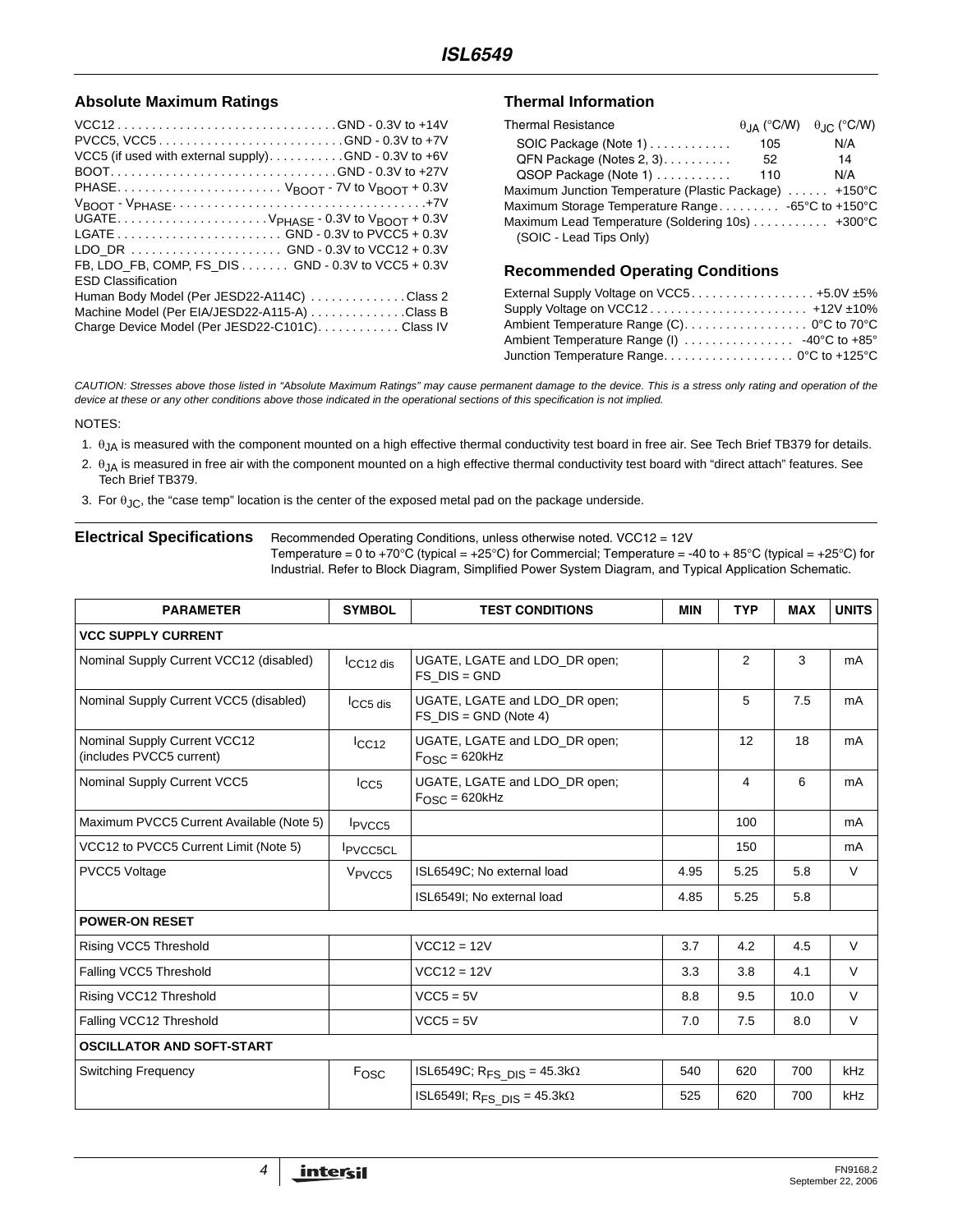## Absolute Maximum Ratings

| | |
|---|---|
| VCC12 | GND - 0.3V to +14V |
| PVCC5, VCC5 | GND - 0.3V to +7V |
| VCC5 (if used with external supply) | GND - 0.3V to +6V |
| BOOT | GND - 0.3V to +27V |
| PHASE | $V_{BOOT}$ - 7V to $V_{BOOT}$ + 0.3V |
| $V_{BOOT}$ - $V_{PHASE}$ | +7V |
| UGATE | $V_{PHASE}$ - 0.3V to $V_{BOOT}$ + 0.3V |
| LGATE | GND - 0.3V to PVCC5 + 0.3V |
| LDO_DR | GND - 0.3V to VCC12 + 0.3V |
| FB, LDO_FB, COMP, FS_DIS | GND - 0.3V to VCC5 + 0.3V |
| ESD Classification | |
| Human Body Model (Per JESD22-A114C) | Class 2 |
| Machine Model (Per EIA/JESD22-A115-A) | Class B |
| Charge Device Model (Per JESD22-C101C) | Class IV |

## Thermal Information

| Thermal Resistance | $\theta_{JA}$ (°C/W) | $\theta_{JC}$ (°C/W) |
|---|---|---|
| SOIC Package (Note 1) | 105 | N/A |
| QFN Package (Notes 2, 3) | 52 | 14 |
| QSOP Package (Note 1) | 110 | N/A |

Maximum Junction Temperature (Plastic Package) . . . . . . +150°C
Maximum Storage Temperature Range . . . . . . . . . -65°C to +150°C
Maximum Lead Temperature (Soldering 10s) . . . . . . . . . . +300°C
(SOIC - Lead Tips Only)

## Recommended Operating Conditions

| | |
|---|---|
| External Supply Voltage on VCC5 | +5.0V ±5% |
| Supply Voltage on VCC12 | +12V ±10% |
| Ambient Temperature Range (C) | 0°C to 70°C |
| Ambient Temperature Range (I) | -40°C to +85° |
| Junction Temperature Range | 0°C to +125°C |

*CAUTION: Stresses above those listed in "Absolute Maximum Ratings" may cause permanent damage to the device. This is a stress only rating and operation of the device at these or any other conditions above those indicated in the operational sections of this specification is not implied.*

NOTES:

1. $\theta_{JA}$ is measured with the component mounted on a high effective thermal conductivity test board in free air. See Tech Brief TB379 for details.
2. $\theta_{JA}$ is measured in free air with the component mounted on a high effective thermal conductivity test board with "direct attach" features. See Tech Brief TB379.
3. For $\theta_{JC}$, the "case temp" location is the center of the exposed metal pad on the package underside.

**Electrical Specifications** Recommended Operating Conditions, unless otherwise noted. VCC12 = 12V Temperature = 0 to +70°C (typical = +25°C) for Commercial; Temperature = -40 to + 85°C (typical = +25°C) for Industrial. Refer to Block Diagram, Simplified Power System Diagram, and Typical Application Schematic.

| PARAMETER | SYMBOL | TEST CONDITIONS | MIN | TYP | MAX | UNITS |
|---|---|---|---|---|---|---|
| **VCC SUPPLY CURRENT** | | | | | | |
| Nominal Supply Current VCC12 (disabled) | $I_{CC12\ dis}$ | UGATE, LGATE and LDO_DR open; FS_DIS = GND | | 2 | 3 | mA |
| Nominal Supply Current VCC5 (disabled) | $I_{CC5\ dis}$ | UGATE, LGATE and LDO_DR open; FS_DIS = GND (Note 4) | | 5 | 7.5 | mA |
| Nominal Supply Current VCC12 (includes PVCC5 current) | $I_{CC12}$ | UGATE, LGATE and LDO_DR open; $F_{OSC}$ = 620kHz | | 12 | 18 | mA |
| Nominal Supply Current VCC5 | $I_{CC5}$ | UGATE, LGATE and LDO_DR open; $F_{OSC}$ = 620kHz | | 4 | 6 | mA |
| Maximum PVCC5 Current Available (Note 5) | $I_{PVCC5}$ | | | 100 | | mA |
| VCC12 to PVCC5 Current Limit (Note 5) | $I_{PVCC5CL}$ | | | 150 | | mA |
| PVCC5 Voltage | $V_{PVCC5}$ | ISL6549C; No external load | 4.95 | 5.25 | 5.8 | V |
| | | ISL6549I; No external load | 4.85 | 5.25 | 5.8 | |
| **POWER-ON RESET** | | | | | | |
| Rising VCC5 Threshold | | VCC12 = 12V | 3.7 | 4.2 | 4.5 | V |
| Falling VCC5 Threshold | | VCC12 = 12V | 3.3 | 3.8 | 4.1 | V |
| Rising VCC12 Threshold | | VCC5 = 5V | 8.8 | 9.5 | 10.0 | V |
| Falling VCC12 Threshold | | VCC5 = 5V | 7.0 | 7.5 | 8.0 | V |
| **OSCILLATOR AND SOFT-START** | | | | | | |
| Switching Frequency | $F_{OSC}$ | ISL6549C; $R_{FS\_DIS}$ = 45.3kΩ | 540 | 620 | 700 | kHz |
| | | ISL6549I; $R_{FS\_DIS}$ = 45.3kΩ | 525 | 620 | 700 | kHz |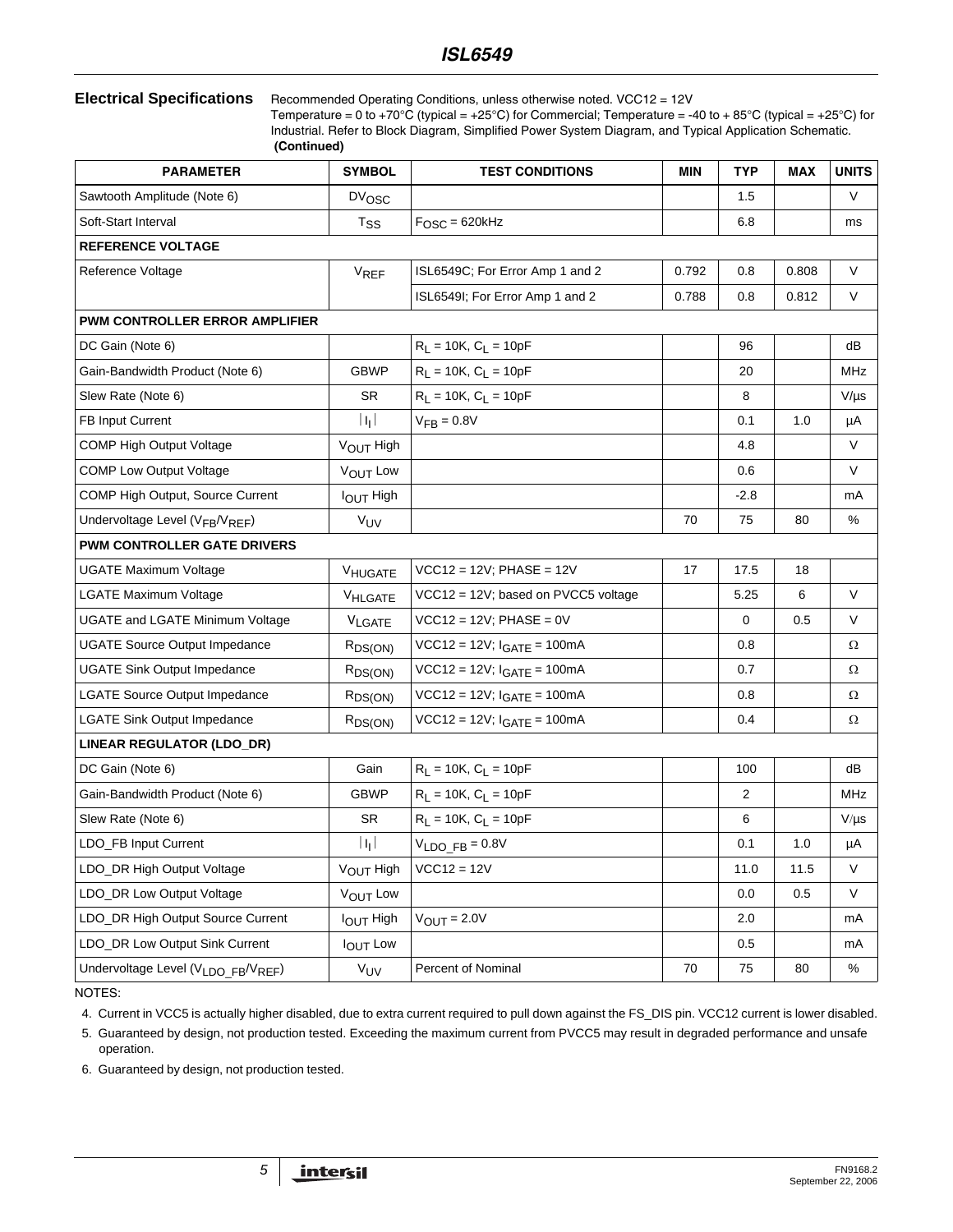**Electrical Specifications** Recommended Operating Conditions, unless otherwise noted. VCC12 = 12V Temperature = 0 to +70°C (typical = +25°C) for Commercial; Temperature = -40 to + 85°C (typical = +25°C) for Industrial. Refer to Block Diagram, Simplified Power System Diagram, and Typical Application Schematic. **(Continued)**

| PARAMETER | SYMBOL | TEST CONDITIONS | MIN | TYP | MAX | UNITS |
|---|---|---|---|---|---|---|
| Sawtooth Amplitude (Note 6) | $DV_{OSC}$ | | | 1.5 | | V |
| Soft-Start Interval | $T_{SS}$ | $F_{OSC}$ = 620kHz | | 6.8 | | ms |
| **REFERENCE VOLTAGE** | | | | | | |
| Reference Voltage | $V_{REF}$ | ISL6549C; For Error Amp 1 and 2 | 0.792 | 0.8 | 0.808 | V |
| | | ISL6549I; For Error Amp 1 and 2 | 0.788 | 0.8 | 0.812 | V |
| **PWM CONTROLLER ERROR AMPLIFIER** | | | | | | |
| DC Gain (Note 6) | | $R_L$ = 10K, $C_L$ = 10pF | | 96 | | dB |
| Gain-Bandwidth Product (Note 6) | GBWP | $R_L$ = 10K, $C_L$ = 10pF | | 20 | | MHz |
| Slew Rate (Note 6) | SR | $R_L$ = 10K, $C_L$ = 10pF | | 8 | | V/µs |
| FB Input Current | $\|I_I\|$ | $V_{FB}$ = 0.8V | | 0.1 | 1.0 | µA |
| COMP High Output Voltage | $V_{OUT}$ High | | | 4.8 | | V |
| COMP Low Output Voltage | $V_{OUT}$ Low | | | 0.6 | | V |
| COMP High Output, Source Current | $I_{OUT}$ High | | | -2.8 | | mA |
| Undervoltage Level ($V_{FB}/V_{REF}$) | $V_{UV}$ | | 70 | 75 | 80 | % |
| **PWM CONTROLLER GATE DRIVERS** | | | | | | |
| UGATE Maximum Voltage | $V_{HUGATE}$ | VCC12 = 12V; PHASE = 12V | 17 | 17.5 | 18 | |
| LGATE Maximum Voltage | $V_{HLGATE}$ | VCC12 = 12V; based on PVCC5 voltage | | 5.25 | 6 | V |
| UGATE and LGATE Minimum Voltage | $V_{LGATE}$ | VCC12 = 12V; PHASE = 0V | | 0 | 0.5 | V |
| UGATE Source Output Impedance | $R_{DS(ON)}$ | VCC12 = 12V; $I_{GATE}$ = 100mA | | 0.8 | | Ω |
| UGATE Sink Output Impedance | $R_{DS(ON)}$ | VCC12 = 12V; $I_{GATE}$ = 100mA | | 0.7 | | Ω |
| LGATE Source Output Impedance | $R_{DS(ON)}$ | VCC12 = 12V; $I_{GATE}$ = 100mA | | 0.8 | | Ω |
| LGATE Sink Output Impedance | $R_{DS(ON)}$ | VCC12 = 12V; $I_{GATE}$ = 100mA | | 0.4 | | Ω |
| **LINEAR REGULATOR (LDO_DR)** | | | | | | |
| DC Gain (Note 6) | Gain | $R_L$ = 10K, $C_L$ = 10pF | | 100 | | dB |
| Gain-Bandwidth Product (Note 6) | GBWP | $R_L$ = 10K, $C_L$ = 10pF | | 2 | | MHz |
| Slew Rate (Note 6) | SR | $R_L$ = 10K, $C_L$ = 10pF | | 6 | | V/µs |
| LDO_FB Input Current | $\|I_I\|$ | $V_{LDO\_FB}$ = 0.8V | | 0.1 | 1.0 | µA |
| LDO_DR High Output Voltage | $V_{OUT}$ High | VCC12 = 12V | | 11.0 | 11.5 | V |
| LDO_DR Low Output Voltage | $V_{OUT}$ Low | | | 0.0 | 0.5 | V |
| LDO_DR High Output Source Current | $I_{OUT}$ High | $V_{OUT}$ = 2.0V | | 2.0 | | mA |
| LDO_DR Low Output Sink Current | $I_{OUT}$ Low | | | 0.5 | | mA |
| Undervoltage Level ($V_{LDO\_FB}/V_{REF}$) | $V_{UV}$ | Percent of Nominal | 70 | 75 | 80 | % |

NOTES:

4. Current in VCC5 is actually higher disabled, due to extra current required to pull down against the FS_DIS pin. VCC12 current is lower disabled.
5. Guaranteed by design, not production tested. Exceeding the maximum current from PVCC5 may result in degraded performance and unsafe operation.
6. Guaranteed by design, not production tested.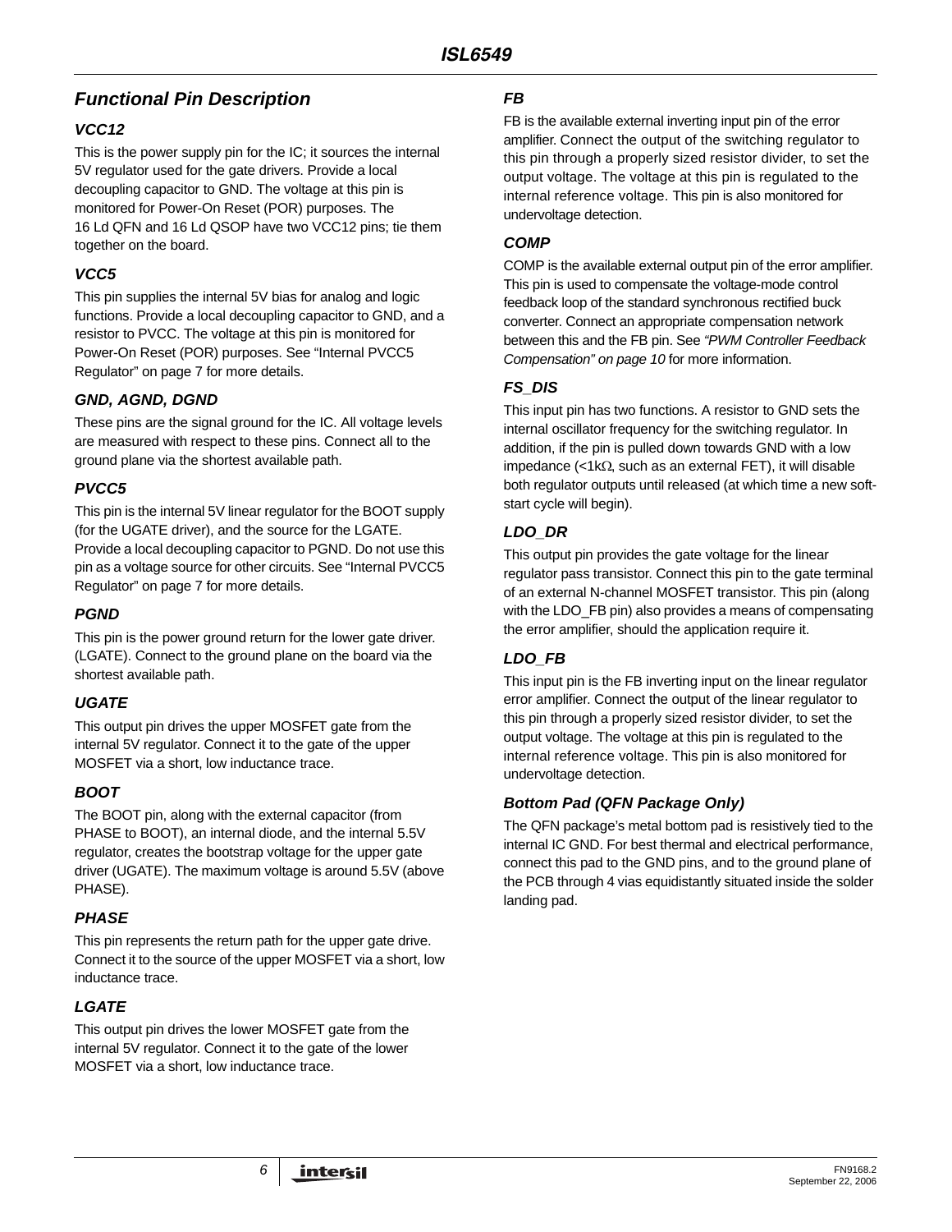## Functional Pin Description

### VCC12

This is the power supply pin for the IC; it sources the internal 5V regulator used for the gate drivers. Provide a local decoupling capacitor to GND. The voltage at this pin is monitored for Power-On Reset (POR) purposes. The 16 Ld QFN and 16 Ld QSOP have two VCC12 pins; tie them together on the board.

### VCC5

This pin supplies the internal 5V bias for analog and logic functions. Provide a local decoupling capacitor to GND, and a resistor to PVCC. The voltage at this pin is monitored for Power-On Reset (POR) purposes. See "Internal PVCC5 Regulator" on page 7 for more details.

### GND, AGND, DGND

These pins are the signal ground for the IC. All voltage levels are measured with respect to these pins. Connect all to the ground plane via the shortest available path.

### PVCC5

This pin is the internal 5V linear regulator for the BOOT supply (for the UGATE driver), and the source for the LGATE. Provide a local decoupling capacitor to PGND. Do not use this pin as a voltage source for other circuits. See "Internal PVCC5 Regulator" on page 7 for more details.

### PGND

This pin is the power ground return for the lower gate driver. (LGATE). Connect to the ground plane on the board via the shortest available path.

### UGATE

This output pin drives the upper MOSFET gate from the internal 5V regulator. Connect it to the gate of the upper MOSFET via a short, low inductance trace.

### BOOT

The BOOT pin, along with the external capacitor (from PHASE to BOOT), an internal diode, and the internal 5.5V regulator, creates the bootstrap voltage for the upper gate driver (UGATE). The maximum voltage is around 5.5V (above PHASE).

### PHASE

This pin represents the return path for the upper gate drive. Connect it to the source of the upper MOSFET via a short, low inductance trace.

### LGATE

This output pin drives the lower MOSFET gate from the internal 5V regulator. Connect it to the gate of the lower MOSFET via a short, low inductance trace.

### FB

FB is the available external inverting input pin of the error amplifier. Connect the output of the switching regulator to this pin through a properly sized resistor divider, to set the output voltage. The voltage at this pin is regulated to the internal reference voltage. This pin is also monitored for undervoltage detection.

### COMP

COMP is the available external output pin of the error amplifier. This pin is used to compensate the voltage-mode control feedback loop of the standard synchronous rectified buck converter. Connect an appropriate compensation network between this and the FB pin. See *"PWM Controller Feedback Compensation" on page 10* for more information.

### FS_DIS

This input pin has two functions. A resistor to GND sets the internal oscillator frequency for the switching regulator. In addition, if the pin is pulled down towards GND with a low impedance (<1kΩ, such as an external FET), it will disable both regulator outputs until released (at which time a new soft-start cycle will begin).

### LDO_DR

This output pin provides the gate voltage for the linear regulator pass transistor. Connect this pin to the gate terminal of an external N-channel MOSFET transistor. This pin (along with the LDO_FB pin) also provides a means of compensating the error amplifier, should the application require it.

### LDO_FB

This input pin is the FB inverting input on the linear regulator error amplifier. Connect the output of the linear regulator to this pin through a properly sized resistor divider, to set the output voltage. The voltage at this pin is regulated to the internal reference voltage. This pin is also monitored for undervoltage detection.

### Bottom Pad (QFN Package Only)

The QFN package's metal bottom pad is resistively tied to the internal IC GND. For best thermal and electrical performance, connect this pad to the GND pins, and to the ground plane of the PCB through 4 vias equidistantly situated inside the solder landing pad.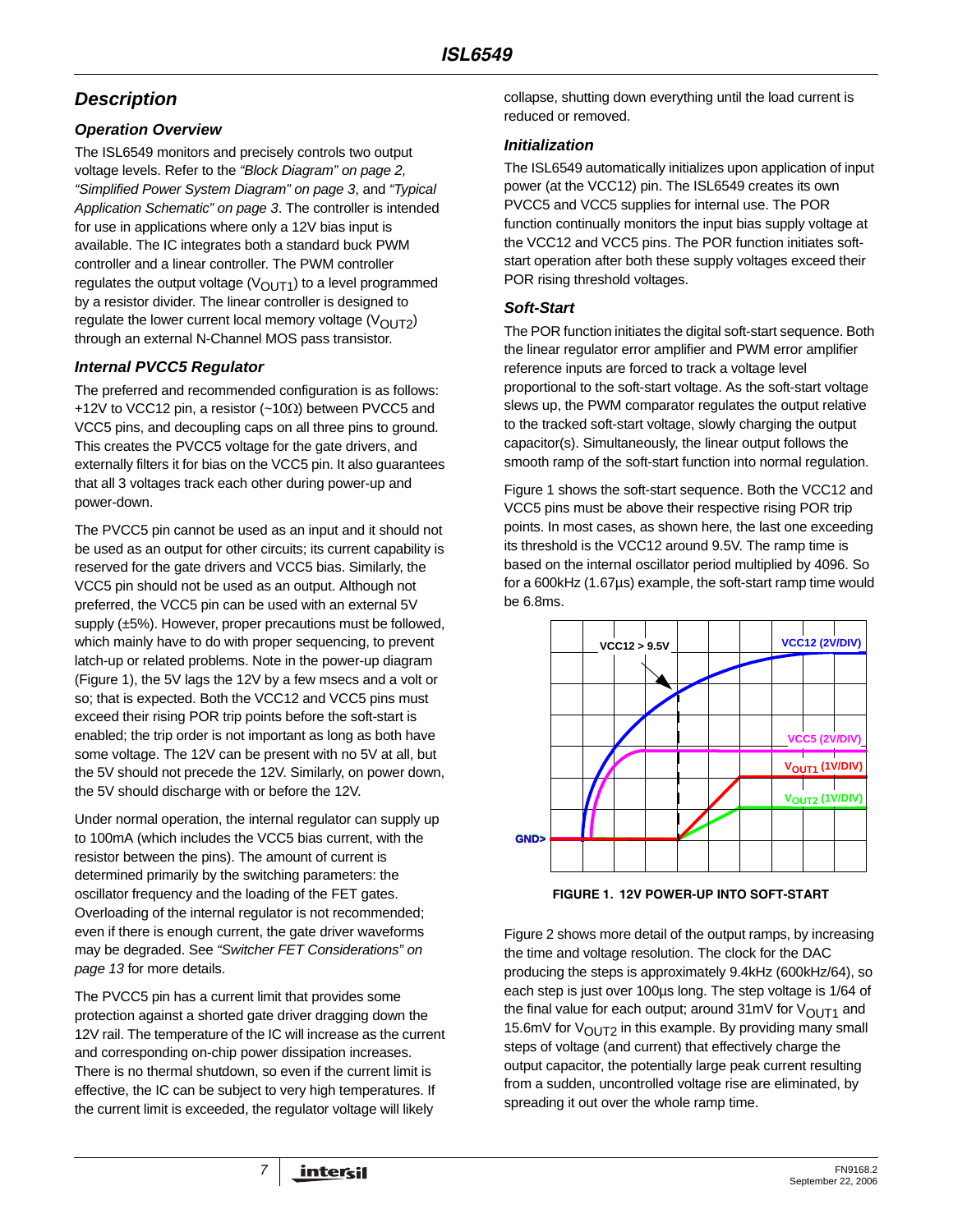## Description

### Operation Overview

The ISL6549 monitors and precisely controls two output voltage levels. Refer to the *"Block Diagram" on page 2*, *"Simplified Power System Diagram" on page 3*, and *"Typical Application Schematic" on page 3*. The controller is intended for use in applications where only a 12V bias input is available. The IC integrates both a standard buck PWM controller and a linear controller. The PWM controller regulates the output voltage ($V_{OUT1}$) to a level programmed by a resistor divider. The linear controller is designed to regulate the lower current local memory voltage ($V_{OUT2}$) through an external N-Channel MOS pass transistor.

### Internal PVCC5 Regulator

The preferred and recommended configuration is as follows: +12V to VCC12 pin, a resistor (~10Ω) between PVCC5 and VCC5 pins, and decoupling caps on all three pins to ground. This creates the PVCC5 voltage for the gate drivers, and externally filters it for bias on the VCC5 pin. It also guarantees that all 3 voltages track each other during power-up and power-down.

The PVCC5 pin cannot be used as an input and it should not be used as an output for other circuits; its current capability is reserved for the gate drivers and VCC5 bias. Similarly, the VCC5 pin should not be used as an output. Although not preferred, the VCC5 pin can be used with an external 5V supply (±5%). However, proper precautions must be followed, which mainly have to do with proper sequencing, to prevent latch-up or related problems. Note in the power-up diagram (Figure 1), the 5V lags the 12V by a few msecs and a volt or so; that is expected. Both the VCC12 and VCC5 pins must exceed their rising POR trip points before the soft-start is enabled; the trip order is not important as long as both have some voltage. The 12V can be present with no 5V at all, but the 5V should not precede the 12V. Similarly, on power down, the 5V should discharge with or before the 12V.

Under normal operation, the internal regulator can supply up to 100mA (which includes the VCC5 bias current, with the resistor between the pins). The amount of current is determined primarily by the switching parameters: the oscillator frequency and the loading of the FET gates. Overloading of the internal regulator is not recommended; even if there is enough current, the gate driver waveforms may be degraded. See *"Switcher FET Considerations" on page 13* for more details.

The PVCC5 pin has a current limit that provides some protection against a shorted gate driver dragging down the 12V rail. The temperature of the IC will increase as the current and corresponding on-chip power dissipation increases. There is no thermal shutdown, so even if the current limit is effective, the IC can be subject to very high temperatures. If the current limit is exceeded, the regulator voltage will likely collapse, shutting down everything until the load current is reduced or removed.

### Initialization

The ISL6549 automatically initializes upon application of input power (at the VCC12) pin. The ISL6549 creates its own PVCC5 and VCC5 supplies for internal use. The POR function continually monitors the input bias supply voltage at the VCC12 and VCC5 pins. The POR function initiates soft-start operation after both these supply voltages exceed their POR rising threshold voltages.

### Soft-Start

The POR function initiates the digital soft-start sequence. Both the linear regulator error amplifier and PWM error amplifier reference inputs are forced to track a voltage level proportional to the soft-start voltage. As the soft-start voltage slews up, the PWM comparator regulates the output relative to the tracked soft-start voltage, slowly charging the output capacitor(s). Simultaneously, the linear output follows the smooth ramp of the soft-start function into normal regulation.

Figure 1 shows the soft-start sequence. Both the VCC12 and VCC5 pins must be above their respective rising POR trip points. In most cases, as shown here, the last one exceeding its threshold is the VCC12 around 9.5V. The ramp time is based on the internal oscillator period multiplied by 4096. So for a 600kHz (1.67µs) example, the soft-start ramp time would be 6.8ms.

VCC12 > 9.5V
VCC12 (2V/DIV)
VCC5 (2V/DIV)
$V_{OUT1}$ (1V/DIV)
$V_{OUT2}$ (1V/DIV)
GND>

**FIGURE 1. 12V POWER-UP INTO SOFT-START**

Figure 2 shows more detail of the output ramps, by increasing the time and voltage resolution. The clock for the DAC producing the steps is approximately 9.4kHz (600kHz/64), so each step is just over 100µs long. The step voltage is 1/64 of the final value for each output; around 31mV for $V_{OUT1}$ and 15.6mV for $V_{OUT2}$ in this example. By providing many small steps of voltage (and current) that effectively charge the output capacitor, the potentially large peak current resulting from a sudden, uncontrolled voltage rise are eliminated, by spreading it out over the whole ramp time.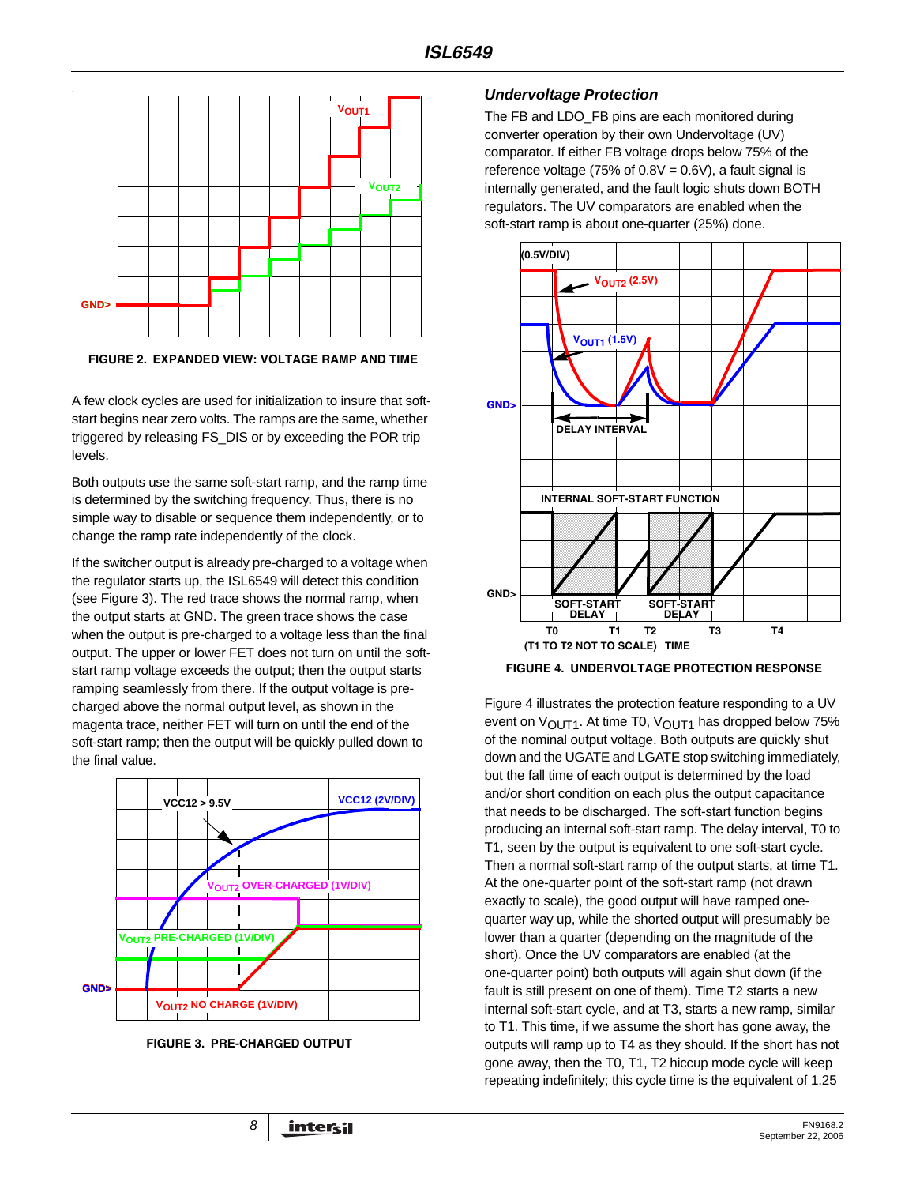VOUT1

VOUT2

GND>

FIGURE 2. EXPANDED VIEW: VOLTAGE RAMP AND TIME

A few clock cycles are used for initialization to insure that soft-start begins near zero volts. The ramps are the same, whether triggered by releasing FS_DIS or by exceeding the POR trip levels.

Both outputs use the same soft-start ramp, and the ramp time is determined by the switching frequency. Thus, there is no simple way to disable or sequence them independently, or to change the ramp rate independently of the clock.

If the switcher output is already pre-charged to a voltage when the regulator starts up, the ISL6549 will detect this condition (see Figure 3). The red trace shows the normal ramp, when the output starts at GND. The green trace shows the case when the output is pre-charged to a voltage less than the final output. The upper or lower FET does not turn on until the soft-start ramp voltage exceeds the output; then the output starts ramping seamlessly from there. If the output voltage is pre-charged above the normal output level, as shown in the magenta trace, neither FET will turn on until the end of the soft-start ramp; then the output will be quickly pulled down to the final value.

VCC12 > 9.5V

VCC12 (2V/DIV)

VOUT2 OVER-CHARGED (1V/DIV)

VOUT2 PRE-CHARGED (1V/DIV)

GND>

VOUT2 NO CHARGE (1V/DIV)

FIGURE 3. PRE-CHARGED OUTPUT

## Undervoltage Protection

The FB and LDO_FB pins are each monitored during converter operation by their own Undervoltage (UV) comparator. If either FB voltage drops below 75% of the reference voltage (75% of 0.8V = 0.6V), a fault signal is internally generated, and the fault logic shuts down BOTH regulators. The UV comparators are enabled when the soft-start ramp is about one-quarter (25%) done.

(0.5V/DIV)

VOUT2 (2.5V)

VOUT1 (1.5V)

GND>

DELAY INTERVAL

INTERNAL SOFT-START FUNCTION

GND>

SOFT-START DELAY

SOFT-START DELAY

T0 T1 T2 T3 T4

(T1 TO T2 NOT TO SCALE) TIME

FIGURE 4. UNDERVOLTAGE PROTECTION RESPONSE

Figure 4 illustrates the protection feature responding to a UV event on $V_{OUT1}$. At time T0, $V_{OUT1}$ has dropped below 75% of the nominal output voltage. Both outputs are quickly shut down and the UGATE and LGATE stop switching immediately, but the fall time of each output is determined by the load and/or short condition on each plus the output capacitance that needs to be discharged. The soft-start function begins producing an internal soft-start ramp. The delay interval, T0 to T1, seen by the output is equivalent to one soft-start cycle. Then a normal soft-start ramp of the output starts, at time T1. At the one-quarter point of the soft-start ramp (not drawn exactly to scale), the good output will have ramped one-quarter way up, while the shorted output will presumably be lower than a quarter (depending on the magnitude of the short). Once the UV comparators are enabled (at the one-quarter point) both outputs will again shut down (if the fault is still present on one of them). Time T2 starts a new internal soft-start cycle, and at T3, starts a new ramp, similar to T1. This time, if we assume the short has gone away, the outputs will ramp up to T4 as they should. If the short has not gone away, then the T0, T1, T2 hiccup mode cycle will keep repeating indefinitely; this cycle time is the equivalent of 1.25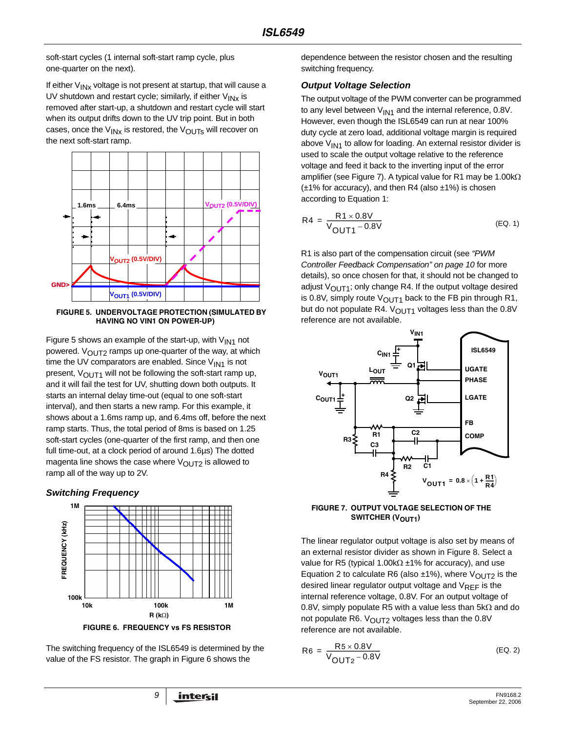soft-start cycles (1 internal soft-start ramp cycle, plus one-quarter on the next).

If either $V_{INx}$ voltage is not present at startup, that will cause a UV shutdown and restart cycle; similarly, if either $V_{INx}$ is removed after start-up, a shutdown and restart cycle will start when its output drifts down to the UV trip point. But in both cases, once the $V_{INx}$ is restored, the $V_{OUTs}$ will recover on the next soft-start ramp.

1.6ms
6.4ms
$V_{OUT2}$ (0.5V/DIV)
$V_{OUT2}$ (0.5V/DIV)
GND>
$V_{OUT1}$ (0.5V/DIV)

**FIGURE 5. UNDERVOLTAGE PROTECTION (SIMULATED BY HAVING NO VIN1 ON POWER-UP)**

Figure 5 shows an example of the start-up, with $V_{IN1}$ not powered. $V_{OUT2}$ ramps up one-quarter of the way, at which time the UV comparators are enabled. Since $V_{IN1}$ is not present, $V_{OUT1}$ will not be following the soft-start ramp up, and it will fail the test for UV, shutting down both outputs. It starts an internal delay time-out (equal to one soft-start interval), and then starts a new ramp. For this example, it shows about a 1.6ms ramp up, and 6.4ms off, before the next ramp starts. Thus, the total period of 8ms is based on 1.25 soft-start cycles (one-quarter of the first ramp, and then one full time-out, at a clock period of around 1.6µs) The dotted magenta line shows the case where $V_{OUT2}$ is allowed to ramp all of the way up to 2V.

### Switching Frequency

1M
FREQUENCY (kHz)
100k
10k
100k
1M
R (kΩ)

**FIGURE 6. FREQUENCY vs FS RESISTOR**

The switching frequency of the ISL6549 is determined by the value of the FS resistor. The graph in Figure 6 shows the dependence between the resistor chosen and the resulting switching frequency.

### Output Voltage Selection

The output voltage of the PWM converter can be programmed to any level between $V_{IN1}$ and the internal reference, 0.8V. However, even though the ISL6549 can run at near 100% duty cycle at zero load, additional voltage margin is required above $V_{IN1}$ to allow for loading. An external resistor divider is used to scale the output voltage relative to the reference voltage and feed it back to the inverting input of the error amplifier (see Figure 7). A typical value for R1 may be 1.00kΩ (±1% for accuracy), and then R4 (also ±1%) is chosen according to Equation 1:

$$R4 = \frac{R1 \times 0.8V}{V_{OUT1} - 0.8V} \quad \text{(EQ. 1)}$$

R1 is also part of the compensation circuit (see *"PWM Controller Feedback Compensation" on page 10* for more details), so once chosen for that, it should not be changed to adjust $V_{OUT1}$; only change R4. If the output voltage desired is 0.8V, simply route $V_{OUT1}$ back to the FB pin through R1, but do not populate R4. $V_{OUT1}$ voltages less than the 0.8V reference are not available.

$V_{IN1}$
ISL6549
$C_{IN1}$
Q1
UGATE
$L_{OUT}$
$V_{OUT1}$
PHASE
$C_{OUT1}$
Q2
LGATE
FB
R1
C2
COMP
R3
C3
R2
C1
R4
$V_{OUT1} = 0.8 \times \left(1 + \frac{R1}{R4}\right)$

**FIGURE 7. OUTPUT VOLTAGE SELECTION OF THE SWITCHER ($V_{OUT1}$)**

The linear regulator output voltage is also set by means of an external resistor divider as shown in Figure 8. Select a value for R5 (typical 1.00kΩ ±1% for accuracy), and use Equation 2 to calculate R6 (also ±1%), where $V_{OUT2}$ is the desired linear regulator output voltage and $V_{REF}$ is the internal reference voltage, 0.8V. For an output voltage of 0.8V, simply populate R5 with a value less than 5kΩ and do not populate R6. $V_{OUT2}$ voltages less than the 0.8V reference are not available.

$$R6 = \frac{R5 \times 0.8V}{V_{OUT2} - 0.8V} \quad \text{(EQ. 2)}$$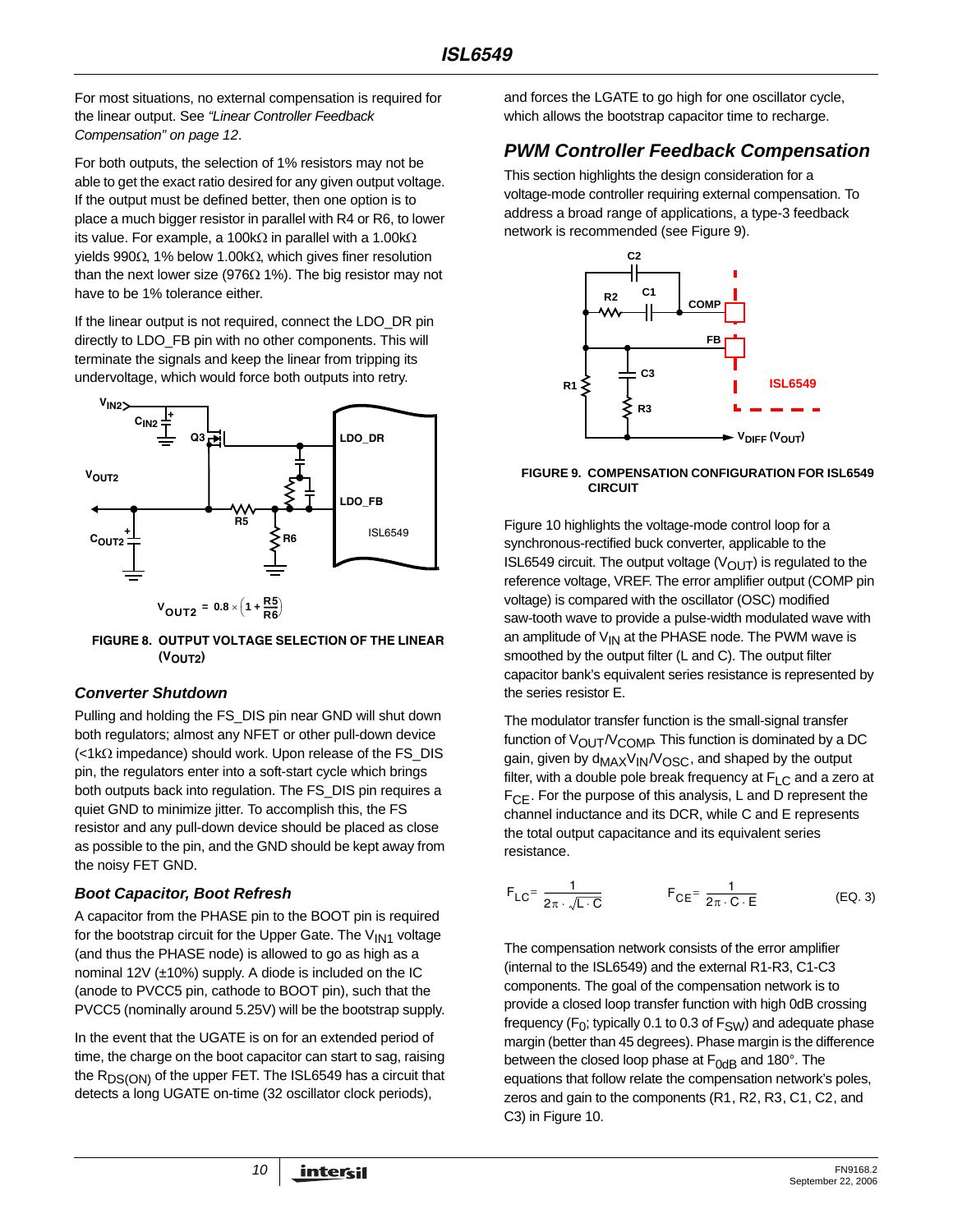For most situations, no external compensation is required for the linear output. See *"Linear Controller Feedback Compensation" on page 12*.

For both outputs, the selection of 1% resistors may not be able to get the exact ratio desired for any given output voltage. If the output must be defined better, then one option is to place a much bigger resistor in parallel with R4 or R6, to lower its value. For example, a 100kΩ in parallel with a 1.00kΩ yields 990Ω, 1% below 1.00kΩ, which gives finer resolution than the next lower size (976Ω 1%). The big resistor may not have to be 1% tolerance either.

If the linear output is not required, connect the LDO_DR pin directly to LDO_FB pin with no other components. This will terminate the signals and keep the linear from tripping its undervoltage, which would force both outputs into retry.

$V_{IN2}$
$C_{IN2}$
Q3
LDO_DR
$V_{OUT2}$
LDO_FB
R5
ISL6549
$C_{OUT2}$
R6

$$V_{OUT2} = 0.8 \times \left(1 + \frac{R5}{R6}\right)$$

**FIGURE 8. OUTPUT VOLTAGE SELECTION OF THE LINEAR ($V_{OUT2}$)**

### *Converter Shutdown*

Pulling and holding the FS_DIS pin near GND will shut down both regulators; almost any NFET or other pull-down device (<1kΩ impedance) should work. Upon release of the FS_DIS pin, the regulators enter into a soft-start cycle which brings both outputs back into regulation. The FS_DIS pin requires a quiet GND to minimize jitter. To accomplish this, the FS resistor and any pull-down device should be placed as close as possible to the pin, and the GND should be kept away from the noisy FET GND.

### *Boot Capacitor, Boot Refresh*

A capacitor from the PHASE pin to the BOOT pin is required for the bootstrap circuit for the Upper Gate. The $V_{IN1}$ voltage (and thus the PHASE node) is allowed to go as high as a nominal 12V (±10%) supply. A diode is included on the IC (anode to PVCC5 pin, cathode to BOOT pin), such that the PVCC5 (nominally around 5.25V) will be the bootstrap supply.

In the event that the UGATE is on for an extended period of time, the charge on the boot capacitor can start to sag, raising the $R_{DS(ON)}$ of the upper FET. The ISL6549 has a circuit that detects a long UGATE on-time (32 oscillator clock periods), and forces the LGATE to go high for one oscillator cycle, which allows the bootstrap capacitor time to recharge.

## *PWM Controller Feedback Compensation*

This section highlights the design consideration for a voltage-mode controller requiring external compensation. To address a broad range of applications, a type-3 feedback network is recommended (see Figure 9).

C2
R2
C1
COMP
FB
C3
R1
ISL6549
R3
$V_{DIFF}$ ($V_{OUT}$)

**FIGURE 9. COMPENSATION CONFIGURATION FOR ISL6549 CIRCUIT**

Figure 10 highlights the voltage-mode control loop for a synchronous-rectified buck converter, applicable to the ISL6549 circuit. The output voltage ($V_{OUT}$) is regulated to the reference voltage, VREF. The error amplifier output (COMP pin voltage) is compared with the oscillator (OSC) modified saw-tooth wave to provide a pulse-width modulated wave with an amplitude of $V_{IN}$ at the PHASE node. The PWM wave is smoothed by the output filter (L and C). The output filter capacitor bank's equivalent series resistance is represented by the series resistor E.

The modulator transfer function is the small-signal transfer function of $V_{OUT}/V_{COMP}$. This function is dominated by a DC gain, given by $d_{MAX}V_{IN}/V_{OSC}$, and shaped by the output filter, with a double pole break frequency at $F_{LC}$ and a zero at $F_{CE}$. For the purpose of this analysis, L and D represent the channel inductance and its DCR, while C and E represents the total output capacitance and its equivalent series resistance.

$$F_{LC} = \frac{1}{2\pi \cdot \sqrt{L \cdot C}} \qquad F_{CE} = \frac{1}{2\pi \cdot C \cdot E} \qquad \text{(EQ. 3)}$$

The compensation network consists of the error amplifier (internal to the ISL6549) and the external R1-R3, C1-C3 components. The goal of the compensation network is to provide a closed loop transfer function with high 0dB crossing frequency ($F_0$; typically 0.1 to 0.3 of $F_{SW}$) and adequate phase margin (better than 45 degrees). Phase margin is the difference between the closed loop phase at $F_{0dB}$ and 180°. The equations that follow relate the compensation network's poles, zeros and gain to the components (R1, R2, R3, C1, C2, and C3) in Figure 10.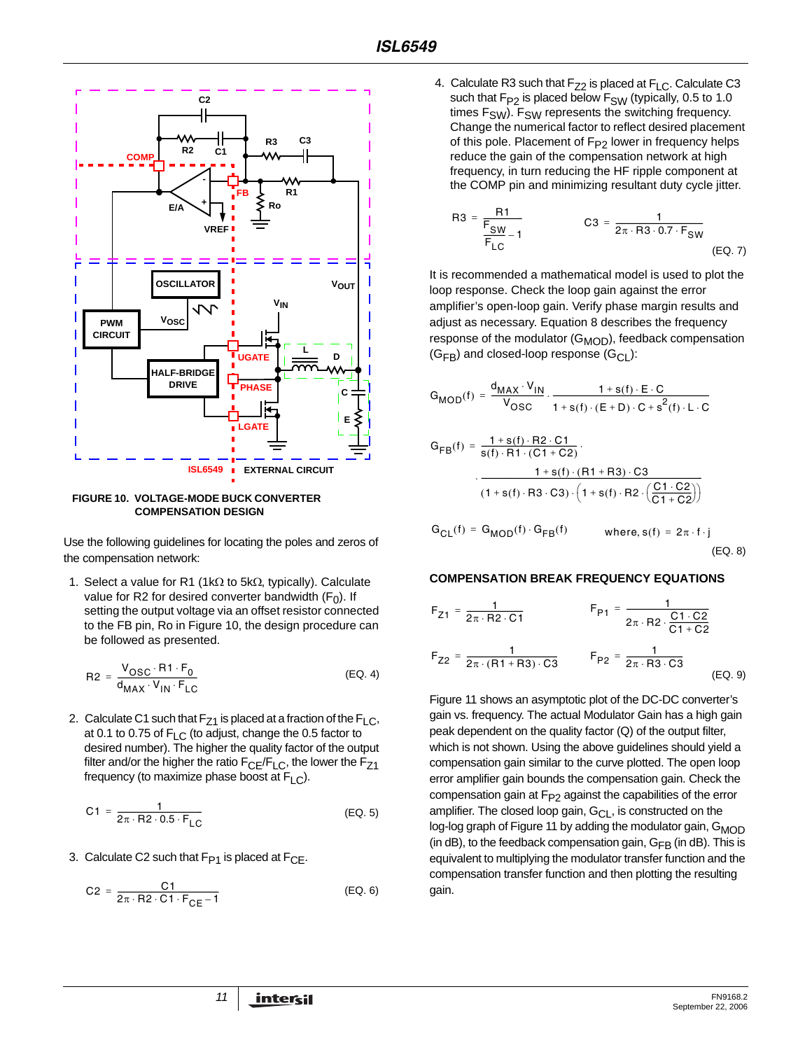COMP

C2

R2 C1

R3 C3

R1

FB

Ro

E/A

VREF

OSCILLATOR

PWM CIRCUIT

$V_{OSC}$

HALF-BRIDGE DRIVE

$V_{IN}$

$V_{OUT}$

UGATE

PHASE

LGATE

L

D

C

E

ISL6549

EXTERNAL CIRCUIT

**FIGURE 10. VOLTAGE-MODE BUCK CONVERTER COMPENSATION DESIGN**

Use the following guidelines for locating the poles and zeros of the compensation network:

1. Select a value for R1 (1kΩ to 5kΩ, typically). Calculate value for R2 for desired converter bandwidth ($F_0$). If setting the output voltage via an offset resistor connected to the FB pin, Ro in Figure 10, the design procedure can be followed as presented.

$$R2 = \frac{V_{OSC} \cdot R1 \cdot F_0}{d_{MAX} \cdot V_{IN} \cdot F_{LC}} \qquad \text{(EQ. 4)}$$

2. Calculate C1 such that $F_{Z1}$ is placed at a fraction of the $F_{LC}$, at 0.1 to 0.75 of $F_{LC}$ (to adjust, change the 0.5 factor to desired number). The higher the quality factor of the output filter and/or the higher the ratio $F_{CE}/F_{LC}$, the lower the $F_{Z1}$ frequency (to maximize phase boost at $F_{LC}$).

$$C1 = \frac{1}{2\pi \cdot R2 \cdot 0.5 \cdot F_{LC}} \qquad \text{(EQ. 5)}$$

3. Calculate C2 such that $F_{P1}$ is placed at $F_{CE}$.

$$C2 = \frac{C1}{2\pi \cdot R2 \cdot C1 \cdot F_{CE} - 1} \qquad \text{(EQ. 6)}$$

4. Calculate R3 such that $F_{Z2}$ is placed at $F_{LC}$. Calculate C3 such that $F_{P2}$ is placed below $F_{SW}$ (typically, 0.5 to 1.0 times $F_{SW}$). $F_{SW}$ represents the switching frequency. Change the numerical factor to reflect desired placement of this pole. Placement of $F_{P2}$ lower in frequency helps reduce the gain of the compensation network at high frequency, in turn reducing the HF ripple component at the COMP pin and minimizing resultant duty cycle jitter.

$$R3 = \frac{R1}{\frac{F_{SW}}{F_{LC}} - 1} \qquad C3 = \frac{1}{2\pi \cdot R3 \cdot 0.7 \cdot F_{SW}} \qquad \text{(EQ. 7)}$$

It is recommended a mathematical model is used to plot the loop response. Check the loop gain against the error amplifier's open-loop gain. Verify phase margin results and adjust as necessary. Equation 8 describes the frequency response of the modulator ($G_{MOD}$), feedback compensation ($G_{FB}$) and closed-loop response ($G_{CL}$):

$$G_{MOD}(f) = \frac{d_{MAX} \cdot V_{IN}}{V_{OSC}} \cdot \frac{1 + s(f) \cdot E \cdot C}{1 + s(f) \cdot (E + D) \cdot C + s^2(f) \cdot L \cdot C}$$

$$G_{FB}(f) = \frac{1 + s(f) \cdot R2 \cdot C1}{s(f) \cdot R1 \cdot (C1 + C2)} \cdot \frac{1 + s(f) \cdot (R1 + R3) \cdot C3}{(1 + s(f) \cdot R3 \cdot C3) \cdot \left(1 + s(f) \cdot R2 \cdot \left(\frac{C1 \cdot C2}{C1 + C2}\right)\right)}$$

$$G_{CL}(f) = G_{MOD}(f) \cdot G_{FB}(f) \qquad \text{where, } s(f) = 2\pi \cdot f \cdot j \qquad \text{(EQ. 8)}$$

## COMPENSATION BREAK FREQUENCY EQUATIONS

$$F_{Z1} = \frac{1}{2\pi \cdot R2 \cdot C1} \qquad F_{P1} = \frac{1}{2\pi \cdot R2 \cdot \frac{C1 \cdot C2}{C1 + C2}}$$

$$F_{Z2} = \frac{1}{2\pi \cdot (R1 + R3) \cdot C3} \qquad F_{P2} = \frac{1}{2\pi \cdot R3 \cdot C3} \qquad \text{(EQ. 9)}$$

Figure 11 shows an asymptotic plot of the DC-DC converter's gain vs. frequency. The actual Modulator Gain has a high gain peak dependent on the quality factor (Q) of the output filter, which is not shown. Using the above guidelines should yield a compensation gain similar to the curve plotted. The open loop error amplifier gain bounds the compensation gain. Check the compensation gain at $F_{P2}$ against the capabilities of the error amplifier. The closed loop gain, $G_{CL}$, is constructed on the log-log graph of Figure 11 by adding the modulator gain, $G_{MOD}$ (in dB), to the feedback compensation gain, $G_{FB}$ (in dB). This is equivalent to multiplying the modulator transfer function and the compensation transfer function and then plotting the resulting gain.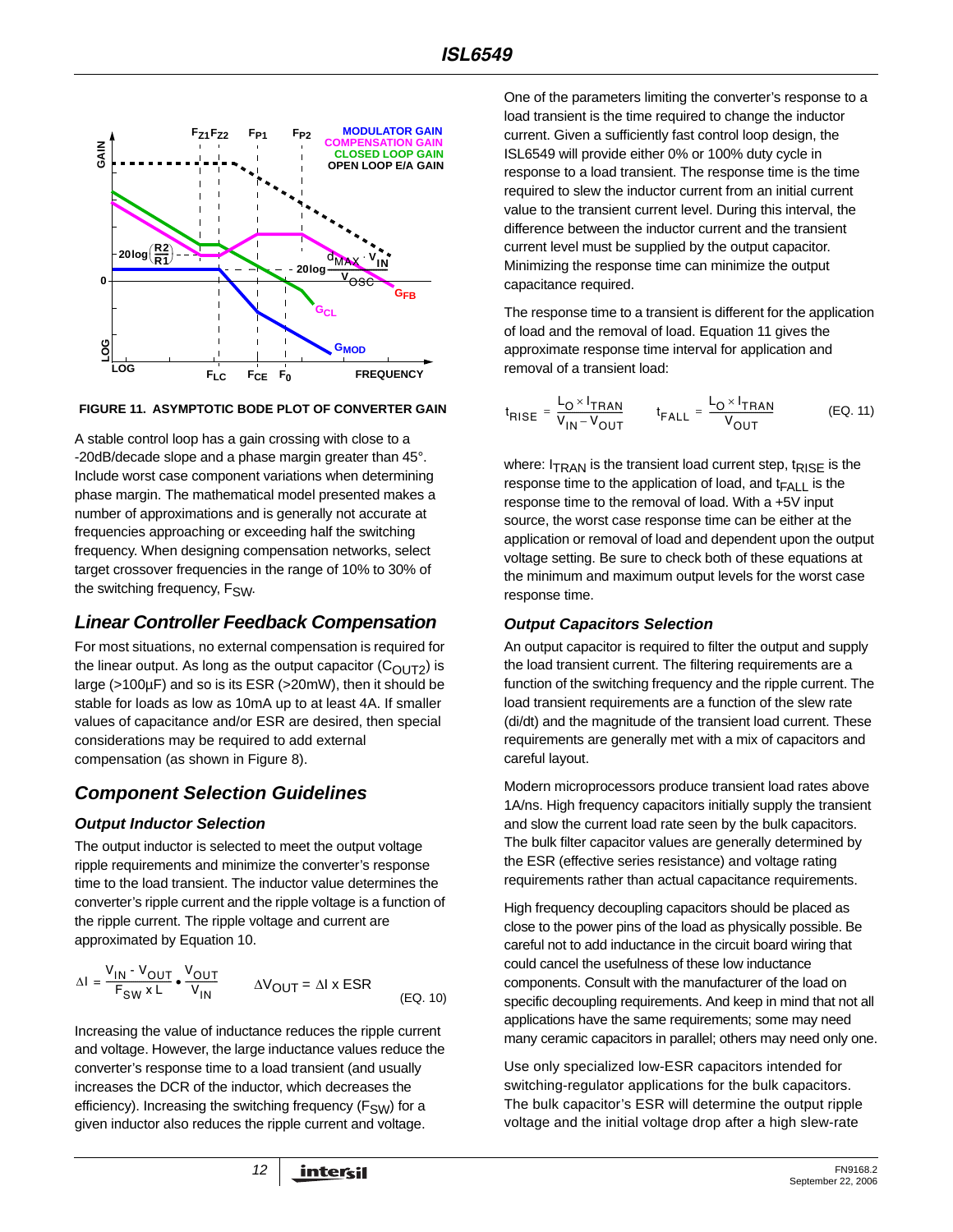GAIN

$F_{Z1}$ $F_{Z2}$ $F_{P1}$ $F_{P2}$

MODULATOR GAIN
COMPENSATION GAIN
CLOSED LOOP GAIN
OPEN LOOP E/A GAIN

$20\log\left(\frac{R2}{R1}\right)$

$20\log\frac{d_{MAX} \cdot V_{IN}}{V_{OSC}}$

0

$G_{FB}$

$G_{CL}$

$G_{MOD}$

LOG

LOG $F_{LC}$ $F_{CE}$ $F_0$ FREQUENCY

**FIGURE 11. ASYMPTOTIC BODE PLOT OF CONVERTER GAIN**

A stable control loop has a gain crossing with close to a -20dB/decade slope and a phase margin greater than 45°. Include worst case component variations when determining phase margin. The mathematical model presented makes a number of approximations and is generally not accurate at frequencies approaching or exceeding half the switching frequency. When designing compensation networks, select target crossover frequencies in the range of 10% to 30% of the switching frequency, $F_{SW}$.

## Linear Controller Feedback Compensation

For most situations, no external compensation is required for the linear output. As long as the output capacitor ($C_{OUT2}$) is large (>100µF) and so is its ESR (>20mW), then it should be stable for loads as low as 10mA up to at least 4A. If smaller values of capacitance and/or ESR are desired, then special considerations may be required to add external compensation (as shown in Figure 8).

## Component Selection Guidelines

### Output Inductor Selection

The output inductor is selected to meet the output voltage ripple requirements and minimize the converter's response time to the load transient. The inductor value determines the converter's ripple current and the ripple voltage is a function of the ripple current. The ripple voltage and current are approximated by Equation 10.

$$\Delta I = \frac{V_{IN} - V_{OUT}}{F_{SW} \times L} \bullet \frac{V_{OUT}}{V_{IN}} \qquad \Delta V_{OUT} = \Delta I \times ESR \qquad \text{(EQ. 10)}$$

Increasing the value of inductance reduces the ripple current and voltage. However, the large inductance values reduce the converter's response time to a load transient (and usually increases the DCR of the inductor, which decreases the efficiency). Increasing the switching frequency ($F_{SW}$) for a given inductor also reduces the ripple current and voltage.

One of the parameters limiting the converter's response to a load transient is the time required to change the inductor current. Given a sufficiently fast control loop design, the ISL6549 will provide either 0% or 100% duty cycle in response to a load transient. The response time is the time required to slew the inductor current from an initial current value to the transient current level. During this interval, the difference between the inductor current and the transient current level must be supplied by the output capacitor. Minimizing the response time can minimize the output capacitance required.

The response time to a transient is different for the application of load and the removal of load. Equation 11 gives the approximate response time interval for application and removal of a transient load:

$$t_{RISE} = \frac{L_O \times I_{TRAN}}{V_{IN} - V_{OUT}} \qquad t_{FALL} = \frac{L_O \times I_{TRAN}}{V_{OUT}} \qquad \text{(EQ. 11)}$$

where: $I_{TRAN}$ is the transient load current step, $t_{RISE}$ is the response time to the application of load, and $t_{FALL}$ is the response time to the removal of load. With a +5V input source, the worst case response time can be either at the application or removal of load and dependent upon the output voltage setting. Be sure to check both of these equations at the minimum and maximum output levels for the worst case response time.

### Output Capacitors Selection

An output capacitor is required to filter the output and supply the load transient current. The filtering requirements are a function of the switching frequency and the ripple current. The load transient requirements are a function of the slew rate (di/dt) and the magnitude of the transient load current. These requirements are generally met with a mix of capacitors and careful layout.

Modern microprocessors produce transient load rates above 1A/ns. High frequency capacitors initially supply the transient and slow the current load rate seen by the bulk capacitors. The bulk filter capacitor values are generally determined by the ESR (effective series resistance) and voltage rating requirements rather than actual capacitance requirements.

High frequency decoupling capacitors should be placed as close to the power pins of the load as physically possible. Be careful not to add inductance in the circuit board wiring that could cancel the usefulness of these low inductance components. Consult with the manufacturer of the load on specific decoupling requirements. And keep in mind that not all applications have the same requirements; some may need many ceramic capacitors in parallel; others may need only one.

Use only specialized low-ESR capacitors intended for switching-regulator applications for the bulk capacitors. The bulk capacitor's ESR will determine the output ripple voltage and the initial voltage drop after a high slew-rate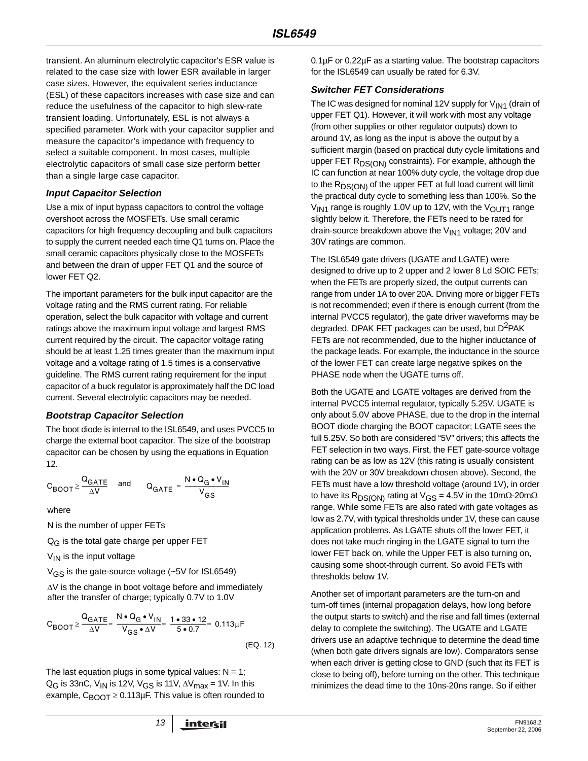transient. An aluminum electrolytic capacitor's ESR value is related to the case size with lower ESR available in larger case sizes. However, the equivalent series inductance (ESL) of these capacitors increases with case size and can reduce the usefulness of the capacitor to high slew-rate transient loading. Unfortunately, ESL is not always a specified parameter. Work with your capacitor supplier and measure the capacitor's impedance with frequency to select a suitable component. In most cases, multiple electrolytic capacitors of small case size perform better than a single large case capacitor.

### *Input Capacitor Selection*

Use a mix of input bypass capacitors to control the voltage overshoot across the MOSFETs. Use small ceramic capacitors for high frequency decoupling and bulk capacitors to supply the current needed each time Q1 turns on. Place the small ceramic capacitors physically close to the MOSFETs and between the drain of upper FET Q1 and the source of lower FET Q2.

The important parameters for the bulk input capacitor are the voltage rating and the RMS current rating. For reliable operation, select the bulk capacitor with voltage and current ratings above the maximum input voltage and largest RMS current required by the circuit. The capacitor voltage rating should be at least 1.25 times greater than the maximum input voltage and a voltage rating of 1.5 times is a conservative guideline. The RMS current rating requirement for the input capacitor of a buck regulator is approximately half the DC load current. Several electrolytic capacitors may be needed.

### *Bootstrap Capacitor Selection*

The boot diode is internal to the ISL6549, and uses PVCC5 to charge the external boot capacitor. The size of the bootstrap capacitor can be chosen by using the equations in Equation 12.

$$C_{BOOT} \geq \frac{Q_{GATE}}{\Delta V} \quad \text{and} \quad Q_{GATE} = \frac{N \bullet Q_G \bullet V_{IN}}{V_{GS}}$$

where

N is the number of upper FETs

$Q_G$ is the total gate charge per upper FET

$V_{IN}$ is the input voltage

$V_{GS}$ is the gate-source voltage (~5V for ISL6549)

$\Delta V$ is the change in boot voltage before and immediately after the transfer of charge; typically 0.7V to 1.0V

$$C_{BOOT} \geq \frac{Q_{GATE}}{\Delta V} = \frac{N \bullet Q_G \bullet V_{IN}}{V_{GS} \bullet \Delta V} = \frac{1 \bullet 33 \bullet 12}{5 \bullet 0.7} = 0.113\mu F \tag{EQ. 12}$$

The last equation plugs in some typical values: N = 1; $Q_G$ is 33nC, $V_{IN}$ is 12V, $V_{GS}$ is 11V, $\Delta V_{max}$ = 1V. In this example, $C_{BOOT} \geq$ 0.113µF. This value is often rounded to 0.1µF or 0.22µF as a starting value. The bootstrap capacitors for the ISL6549 can usually be rated for 6.3V.

### *Switcher FET Considerations*

The IC was designed for nominal 12V supply for $V_{IN1}$ (drain of upper FET Q1). However, it will work with most any voltage (from other supplies or other regulator outputs) down to around 1V, as long as the input is above the output by a sufficient margin (based on practical duty cycle limitations and upper FET $R_{DS(ON)}$ constraints). For example, although the IC can function at near 100% duty cycle, the voltage drop due to the $R_{DS(ON)}$ of the upper FET at full load current will limit the practical duty cycle to something less than 100%. So the $V_{IN1}$ range is roughly 1.0V up to 12V, with the $V_{OUT1}$ range slightly below it. Therefore, the FETs need to be rated for drain-source breakdown above the $V_{IN1}$ voltage; 20V and 30V ratings are common.

The ISL6549 gate drivers (UGATE and LGATE) were designed to drive up to 2 upper and 2 lower 8 Ld SOIC FETs; when the FETs are properly sized, the output currents can range from under 1A to over 20A. Driving more or bigger FETs is not recommended; even if there is enough current (from the internal PVCC5 regulator), the gate driver waveforms may be degraded. DPAK FET packages can be used, but $D^2$PAK FETs are not recommended, due to the higher inductance of the package leads. For example, the inductance in the source of the lower FET can create large negative spikes on the PHASE node when the UGATE turns off.

Both the UGATE and LGATE voltages are derived from the internal PVCC5 internal regulator, typically 5.25V. UGATE is only about 5.0V above PHASE, due to the drop in the internal BOOT diode charging the BOOT capacitor; LGATE sees the full 5.25V. So both are considered "5V" drivers; this affects the FET selection in two ways. First, the FET gate-source voltage rating can be as low as 12V (this rating is usually consistent with the 20V or 30V breakdown chosen above). Second, the FETs must have a low threshold voltage (around 1V), in order to have its $R_{DS(ON)}$ rating at $V_{GS}$ = 4.5V in the 10mΩ-20mΩ range. While some FETs are also rated with gate voltages as low as 2.7V, with typical thresholds under 1V, these can cause application problems. As LGATE shuts off the lower FET, it does not take much ringing in the LGATE signal to turn the lower FET back on, while the Upper FET is also turning on, causing some shoot-through current. So avoid FETs with thresholds below 1V.

Another set of important parameters are the turn-on and turn-off times (internal propagation delays, how long before the output starts to switch) and the rise and fall times (external delay to complete the switching). The UGATE and LGATE drivers use an adaptive technique to determine the dead time (when both gate drivers signals are low). Comparators sense when each driver is getting close to GND (such that its FET is close to being off), before turning on the other. This technique minimizes the dead time to the 10ns-20ns range. So if either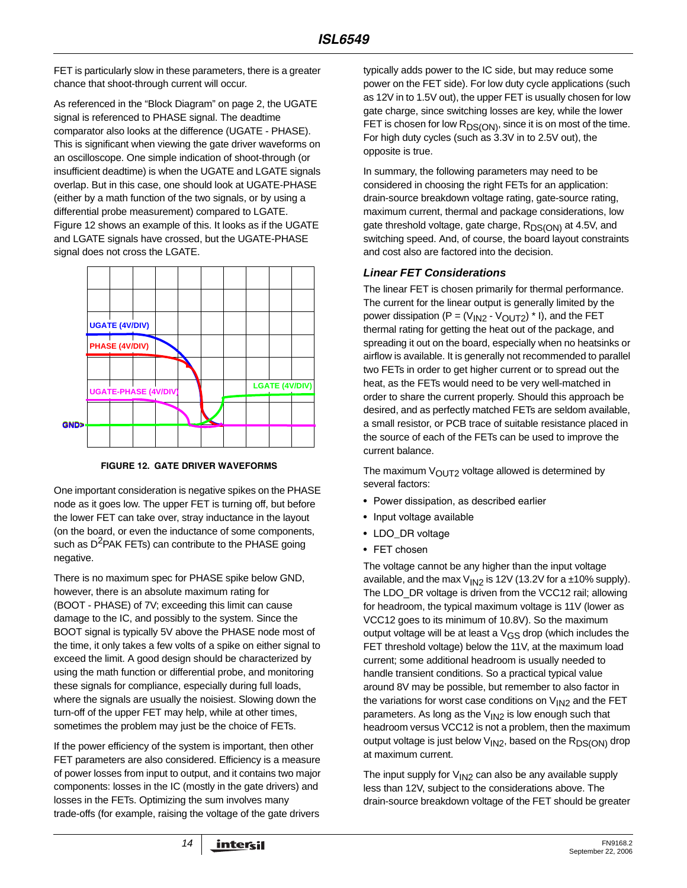FET is particularly slow in these parameters, there is a greater chance that shoot-through current will occur.

As referenced in the "Block Diagram" on page 2, the UGATE signal is referenced to PHASE signal. The deadtime comparator also looks at the difference (UGATE - PHASE). This is significant when viewing the gate driver waveforms on an oscilloscope. One simple indication of shoot-through (or insufficient deadtime) is when the UGATE and LGATE signals overlap. But in this case, one should look at UGATE-PHASE (either by a math function of the two signals, or by using a differential probe measurement) compared to LGATE. Figure 12 shows an example of this. It looks as if the UGATE and LGATE signals have crossed, but the UGATE-PHASE signal does not cross the LGATE.

UGATE (4V/DIV)

PHASE (4V/DIV)

UGATE-PHASE (4V/DIV)

LGATE (4V/DIV)

GND>

**FIGURE 12. GATE DRIVER WAVEFORMS**

One important consideration is negative spikes on the PHASE node as it goes low. The upper FET is turning off, but before the lower FET can take over, stray inductance in the layout (on the board, or even the inductance of some components, such as $D^2$PAK FETs) can contribute to the PHASE going negative.

There is no maximum spec for PHASE spike below GND, however, there is an absolute maximum rating for (BOOT - PHASE) of 7V; exceeding this limit can cause damage to the IC, and possibly to the system. Since the BOOT signal is typically 5V above the PHASE node most of the time, it only takes a few volts of a spike on either signal to exceed the limit. A good design should be characterized by using the math function or differential probe, and monitoring these signals for compliance, especially during full loads, where the signals are usually the noisiest. Slowing down the turn-off of the upper FET may help, while at other times, sometimes the problem may just be the choice of FETs.

If the power efficiency of the system is important, then other FET parameters are also considered. Efficiency is a measure of power losses from input to output, and it contains two major components: losses in the IC (mostly in the gate drivers) and losses in the FETs. Optimizing the sum involves many trade-offs (for example, raising the voltage of the gate drivers typically adds power to the IC side, but may reduce some power on the FET side). For low duty cycle applications (such as 12V in to 1.5V out), the upper FET is usually chosen for low gate charge, since switching losses are key, while the lower FET is chosen for low $R_{DS(ON)}$, since it is on most of the time. For high duty cycles (such as 3.3V in to 2.5V out), the opposite is true.

In summary, the following parameters may need to be considered in choosing the right FETs for an application: drain-source breakdown voltage rating, gate-source rating, maximum current, thermal and package considerations, low gate threshold voltage, gate charge, $R_{DS(ON)}$ at 4.5V, and switching speed. And, of course, the board layout constraints and cost also are factored into the decision.

### *Linear FET Considerations*

The linear FET is chosen primarily for thermal performance. The current for the linear output is generally limited by the power dissipation ($P = (V_{IN2} - V_{OUT2}) * I$), and the FET thermal rating for getting the heat out of the package, and spreading it out on the board, especially when no heatsinks or airflow is available. It is generally not recommended to parallel two FETs in order to get higher current or to spread out the heat, as the FETs would need to be very well-matched in order to share the current properly. Should this approach be desired, and as perfectly matched FETs are seldom available, a small resistor, or PCB trace of suitable resistance placed in the source of each of the FETs can be used to improve the current balance.

The maximum $V_{OUT2}$ voltage allowed is determined by several factors:

- Power dissipation, as described earlier
- Input voltage available
- LDO_DR voltage
- FET chosen

The voltage cannot be any higher than the input voltage available, and the max $V_{IN2}$ is 12V (13.2V for a ±10% supply). The LDO_DR voltage is driven from the VCC12 rail; allowing for headroom, the typical maximum voltage is 11V (lower as VCC12 goes to its minimum of 10.8V). So the maximum output voltage will be at least a $V_{GS}$ drop (which includes the FET threshold voltage) below the 11V, at the maximum load current; some additional headroom is usually needed to handle transient conditions. So a practical typical value around 8V may be possible, but remember to also factor in the variations for worst case conditions on $V_{IN2}$ and the FET parameters. As long as the $V_{IN2}$ is low enough such that headroom versus VCC12 is not a problem, then the maximum output voltage is just below $V_{IN2}$, based on the $R_{DS(ON)}$ drop at maximum current.

The input supply for $V_{IN2}$ can also be any available supply less than 12V, subject to the considerations above. The drain-source breakdown voltage of the FET should be greater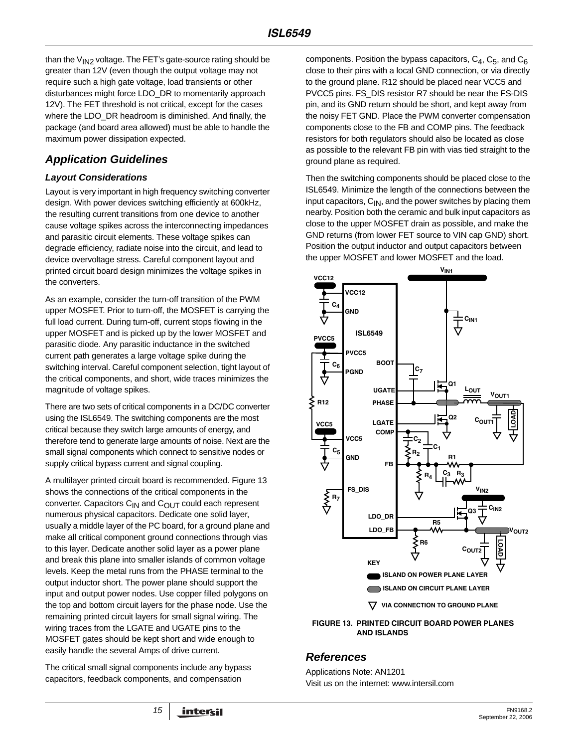than the $V_{IN2}$ voltage. The FET's gate-source rating should be greater than 12V (even though the output voltage may not require such a high gate voltage, load transients or other disturbances might force LDO_DR to momentarily approach 12V). The FET threshold is not critical, except for the cases where the LDO_DR headroom is diminished. And finally, the package (and board area allowed) must be able to handle the maximum power dissipation expected.

## Application Guidelines

### Layout Considerations

Layout is very important in high frequency switching converter design. With power devices switching efficiently at 600kHz, the resulting current transitions from one device to another cause voltage spikes across the interconnecting impedances and parasitic circuit elements. These voltage spikes can degrade efficiency, radiate noise into the circuit, and lead to device overvoltage stress. Careful component layout and printed circuit board design minimizes the voltage spikes in the converters.

As an example, consider the turn-off transition of the PWM upper MOSFET. Prior to turn-off, the MOSFET is carrying the full load current. During turn-off, current stops flowing in the upper MOSFET and is picked up by the lower MOSFET and parasitic diode. Any parasitic inductance in the switched current path generates a large voltage spike during the switching interval. Careful component selection, tight layout of the critical components, and short, wide traces minimizes the magnitude of voltage spikes.

There are two sets of critical components in a DC/DC converter using the ISL6549. The switching components are the most critical because they switch large amounts of energy, and therefore tend to generate large amounts of noise. Next are the small signal components which connect to sensitive nodes or supply critical bypass current and signal coupling.

A multilayer printed circuit board is recommended. Figure 13 shows the connections of the critical components in the converter. Capacitors $C_{IN}$ and $C_{OUT}$ could each represent numerous physical capacitors. Dedicate one solid layer, usually a middle layer of the PC board, for a ground plane and make all critical component ground connections through vias to this layer. Dedicate another solid layer as a power plane and break this plane into smaller islands of common voltage levels. Keep the metal runs from the PHASE terminal to the output inductor short. The power plane should support the input and output power nodes. Use copper filled polygons on the top and bottom circuit layers for the phase node. Use the remaining printed circuit layers for small signal wiring. The wiring traces from the LGATE and UGATE pins to the MOSFET gates should be kept short and wide enough to easily handle the several Amps of drive current.

The critical small signal components include any bypass capacitors, feedback components, and compensation components. Position the bypass capacitors, $C_4$, $C_5$, and $C_6$ close to their pins with a local GND connection, or via directly to the ground plane. R12 should be placed near VCC5 and PVCC5 pins. FS_DIS resistor R7 should be near the FS-DIS pin, and its GND return should be short, and kept away from the noisy FET GND. Place the PWM converter compensation components close to the FB and COMP pins. The feedback resistors for both regulators should also be located as close as possible to the relevant FB pin with vias tied straight to the ground plane as required.

Then the switching components should be placed close to the ISL6549. Minimize the length of the connections between the input capacitors, $C_{IN}$, and the power switches by placing them nearby. Position both the ceramic and bulk input capacitors as close to the upper MOSFET drain as possible, and make the GND returns (from lower FET source to VIN cap GND) short. Position the output inductor and output capacitors between the upper MOSFET and lower MOSFET and the load.

VIN1
VCC12
VCC12
C4
GND
CIN1
ISL6549
PVCC5
PVCC5
C6
PGND
BOOT
C7
UGATE
Q1
LOUT
VOUT1
R12
PHASE
Q2
COUT1
LOAD
VCC5
LGATE
COMP
VCC5
C2
C1
C5
R2
GND
R1
FB
R4
C3
R3
FS_DIS
VIN2
R7
Q3
CIN2
LDO_DR
R5
LDO_FB
VOUT2
R6
COUT2
LOAD
KEY
ISLAND ON POWER PLANE LAYER
ISLAND ON CIRCUIT PLANE LAYER
VIA CONNECTION TO GROUND PLANE

FIGURE 13. PRINTED CIRCUIT BOARD POWER PLANES AND ISLANDS

## References

Applications Note: AN1201
Visit us on the internet: www.intersil.com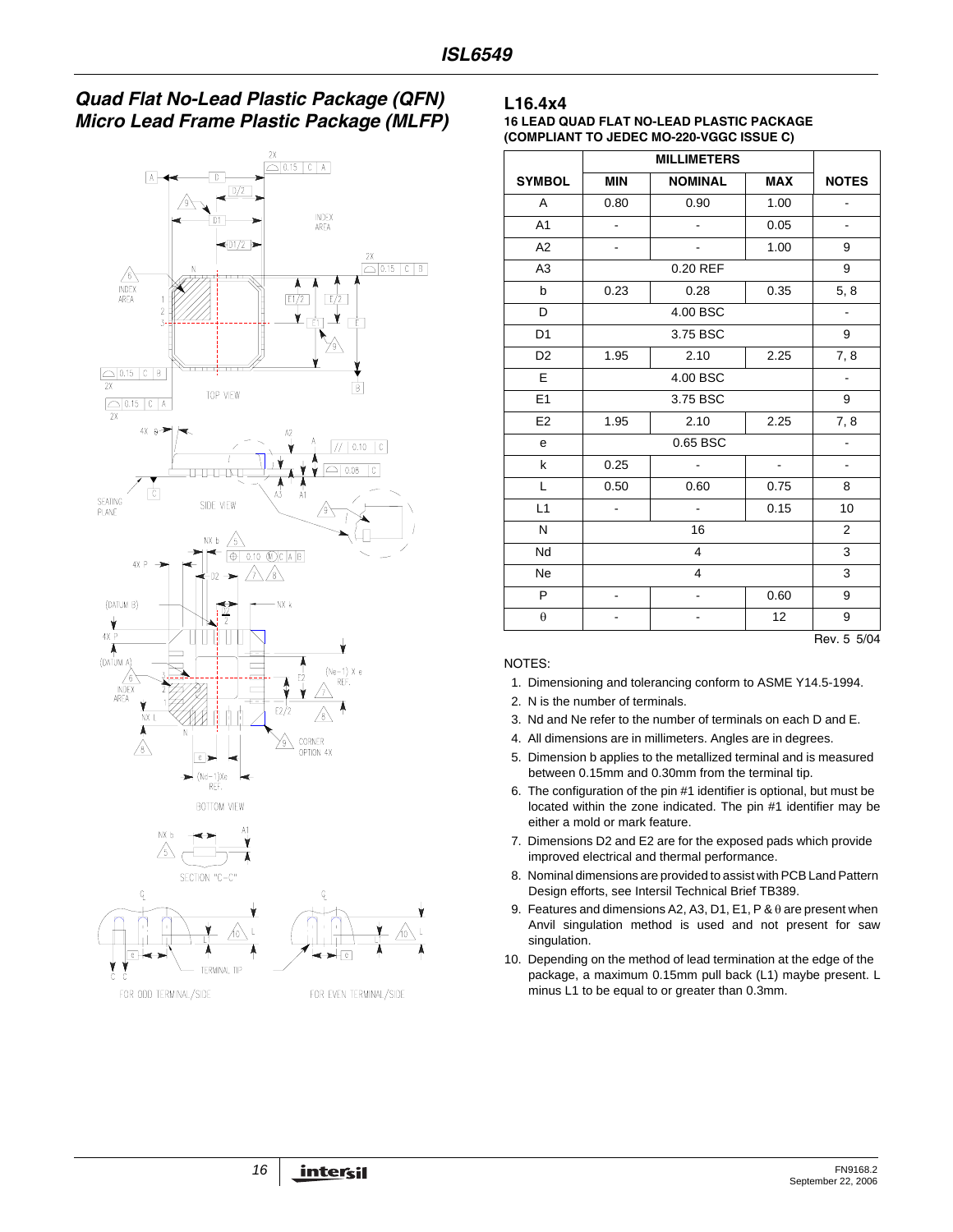## Quad Flat No-Lead Plastic Package (QFN) Micro Lead Frame Plastic Package (MLFP)

TOP VIEW

SIDE VIEW

BOTTOM VIEW

SECTION "C-C"

FOR ODD TERMINAL/SIDE

FOR EVEN TERMINAL/SIDE

## L16.4x4

**16 LEAD QUAD FLAT NO-LEAD PLASTIC PACKAGE (COMPLIANT TO JEDEC MO-220-VGGC ISSUE C)**

| SYMBOL | MILLIMETERS | | | NOTES |
|---|---|---|---|---|
| | MIN | NOMINAL | MAX | |
| A | 0.80 | 0.90 | 1.00 | - |
| A1 | - | - | 0.05 | - |
| A2 | - | - | 1.00 | 9 |
| A3 | 0.20 REF | | | 9 |
| b | 0.23 | 0.28 | 0.35 | 5, 8 |
| D | 4.00 BSC | | | - |
| D1 | 3.75 BSC | | | 9 |
| D2 | 1.95 | 2.10 | 2.25 | 7, 8 |
| E | 4.00 BSC | | | - |
| E1 | 3.75 BSC | | | 9 |
| E2 | 1.95 | 2.10 | 2.25 | 7, 8 |
| e | 0.65 BSC | | | - |
| k | 0.25 | - | - | - |
| L | 0.50 | 0.60 | 0.75 | 8 |
| L1 | - | - | 0.15 | 10 |
| N | 16 | | | 2 |
| Nd | 4 | | | 3 |
| Ne | 4 | | | 3 |
| P | - | - | 0.60 | 9 |
| $\theta$ | - | - | 12 | 9 |

Rev. 5 5/04

NOTES:

1. Dimensioning and tolerancing conform to ASME Y14.5-1994.
2. N is the number of terminals.
3. Nd and Ne refer to the number of terminals on each D and E.
4. All dimensions are in millimeters. Angles are in degrees.
5. Dimension b applies to the metallized terminal and is measured between 0.15mm and 0.30mm from the terminal tip.
6. The configuration of the pin #1 identifier is optional, but must be located within the zone indicated. The pin #1 identifier may be either a mold or mark feature.
7. Dimensions D2 and E2 are for the exposed pads which provide improved electrical and thermal performance.
8. Nominal dimensions are provided to assist with PCB Land Pattern Design efforts, see Intersil Technical Brief TB389.
9. Features and dimensions A2, A3, D1, E1, P & $\theta$ are present when Anvil singulation method is used and not present for saw singulation.
10. Depending on the method of lead termination at the edge of the package, a maximum 0.15mm pull back (L1) maybe present. L minus L1 to be equal to or greater than 0.3mm.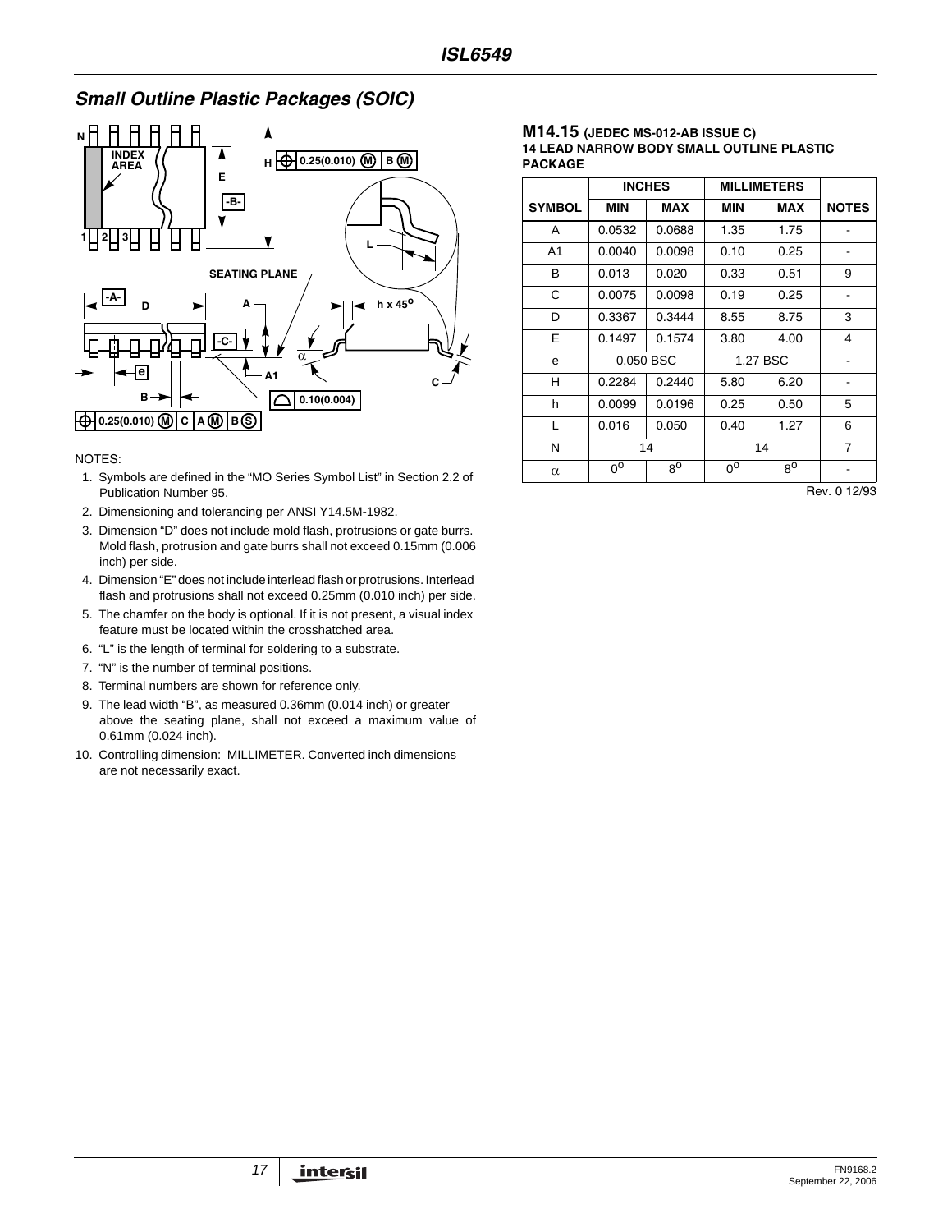## Small Outline Plastic Packages (SOIC)

N
INDEX AREA
E
-B-
H
0.25(0.010) M B M
1 2 3
L
SEATING PLANE
-A-
D
A
h x 45°
-C-
α
e
A1
C
B
0.10(0.004)
0.25(0.010) M C A M B S

NOTES:

1. Symbols are defined in the “MO Series Symbol List” in Section 2.2 of Publication Number 95.
2. Dimensioning and tolerancing per ANSI Y14.5M-1982.
3. Dimension “D” does not include mold flash, protrusions or gate burrs. Mold flash, protrusion and gate burrs shall not exceed 0.15mm (0.006 inch) per side.
4. Dimension “E” does not include interlead flash or protrusions. Interlead flash and protrusions shall not exceed 0.25mm (0.010 inch) per side.
5. The chamfer on the body is optional. If it is not present, a visual index feature must be located within the crosshatched area.
6. “L” is the length of terminal for soldering to a substrate.
7. “N” is the number of terminal positions.
8. Terminal numbers are shown for reference only.
9. The lead width “B”, as measured 0.36mm (0.014 inch) or greater above the seating plane, shall not exceed a maximum value of 0.61mm (0.024 inch).
10. Controlling dimension: MILLIMETER. Converted inch dimensions are not necessarily exact.

### M14.15 (JEDEC MS-012-AB ISSUE C)
**14 LEAD NARROW BODY SMALL OUTLINE PLASTIC PACKAGE**

| | INCHES | | MILLIMETERS | | |
|---|---|---|---|---|---|
| SYMBOL | MIN | MAX | MIN | MAX | NOTES |
| A | 0.0532 | 0.0688 | 1.35 | 1.75 | - |
| A1 | 0.0040 | 0.0098 | 0.10 | 0.25 | - |
| B | 0.013 | 0.020 | 0.33 | 0.51 | 9 |
| C | 0.0075 | 0.0098 | 0.19 | 0.25 | - |
| D | 0.3367 | 0.3444 | 8.55 | 8.75 | 3 |
| E | 0.1497 | 0.1574 | 3.80 | 4.00 | 4 |
| e | 0.050 BSC | | 1.27 BSC | | - |
| H | 0.2284 | 0.2440 | 5.80 | 6.20 | - |
| h | 0.0099 | 0.0196 | 0.25 | 0.50 | 5 |
| L | 0.016 | 0.050 | 0.40 | 1.27 | 6 |
| N | 14 | | 14 | | 7 |
| α | 0° | 8° | 0° | 8° | - |

Rev. 0 12/93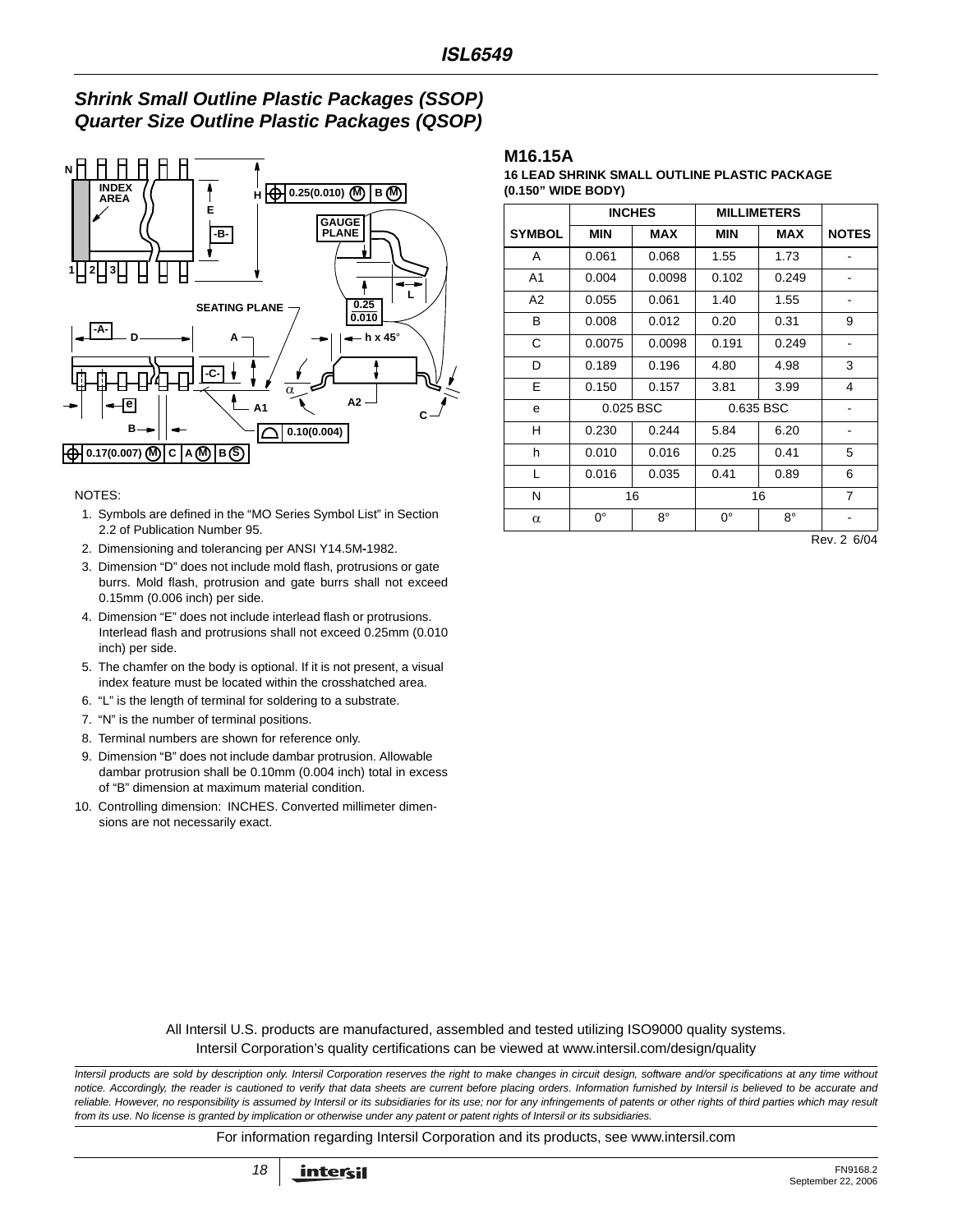## Shrink Small Outline Plastic Packages (SSOP) Quarter Size Outline Plastic Packages (QSOP)

N
INDEX AREA
E
-B-
H
0.25(0.010) M B M
GAUGE PLANE
1 2 3
0.25
0.010
L
SEATING PLANE
-A-
D
A
h x 45°
-C-
α
A2
e
A1
C
B
0.10(0.004)
0.17(0.007) M C A M B S

NOTES:

1. Symbols are defined in the “MO Series Symbol List” in Section 2.2 of Publication Number 95.
2. Dimensioning and tolerancing per ANSI Y14.5M-1982.
3. Dimension “D” does not include mold flash, protrusions or gate burrs. Mold flash, protrusion and gate burrs shall not exceed 0.15mm (0.006 inch) per side.
4. Dimension “E” does not include interlead flash or protrusions. Interlead flash and protrusions shall not exceed 0.25mm (0.010 inch) per side.
5. The chamfer on the body is optional. If it is not present, a visual index feature must be located within the crosshatched area.
6. “L” is the length of terminal for soldering to a substrate.
7. “N” is the number of terminal positions.
8. Terminal numbers are shown for reference only.
9. Dimension “B” does not include dambar protrusion. Allowable dambar protrusion shall be 0.10mm (0.004 inch) total in excess of “B” dimension at maximum material condition.
10. Controlling dimension: INCHES. Converted millimeter dimensions are not necessarily exact.

### M16.15A

**16 LEAD SHRINK SMALL OUTLINE PLASTIC PACKAGE (0.150” WIDE BODY)**

| SYMBOL | INCHES | | MILLIMETERS | | NOTES |
|---|---|---|---|---|---|
| | MIN | MAX | MIN | MAX | |
| A | 0.061 | 0.068 | 1.55 | 1.73 | - |
| A1 | 0.004 | 0.0098 | 0.102 | 0.249 | - |
| A2 | 0.055 | 0.061 | 1.40 | 1.55 | - |
| B | 0.008 | 0.012 | 0.20 | 0.31 | 9 |
| C | 0.0075 | 0.0098 | 0.191 | 0.249 | - |
| D | 0.189 | 0.196 | 4.80 | 4.98 | 3 |
| E | 0.150 | 0.157 | 3.81 | 3.99 | 4 |
| e | 0.025 BSC | | 0.635 BSC | | - |
| H | 0.230 | 0.244 | 5.84 | 6.20 | - |
| h | 0.010 | 0.016 | 0.25 | 0.41 | 5 |
| L | 0.016 | 0.035 | 0.41 | 0.89 | 6 |
| N | 16 | | 16 | | 7 |
| α | 0° | 8° | 0° | 8° | - |

Rev. 2 6/04

All Intersil U.S. products are manufactured, assembled and tested utilizing ISO9000 quality systems.
Intersil Corporation’s quality certifications can be viewed at www.intersil.com/design/quality

*Intersil products are sold by description only. Intersil Corporation reserves the right to make changes in circuit design, software and/or specifications at any time without notice. Accordingly, the reader is cautioned to verify that data sheets are current before placing orders. Information furnished by Intersil is believed to be accurate and reliable. However, no responsibility is assumed by Intersil or its subsidiaries for its use; nor for any infringements of patents or other rights of third parties which may result from its use. No license is granted by implication or otherwise under any patent or patent rights of Intersil or its subsidiaries.*

For information regarding Intersil Corporation and its products, see www.intersil.com